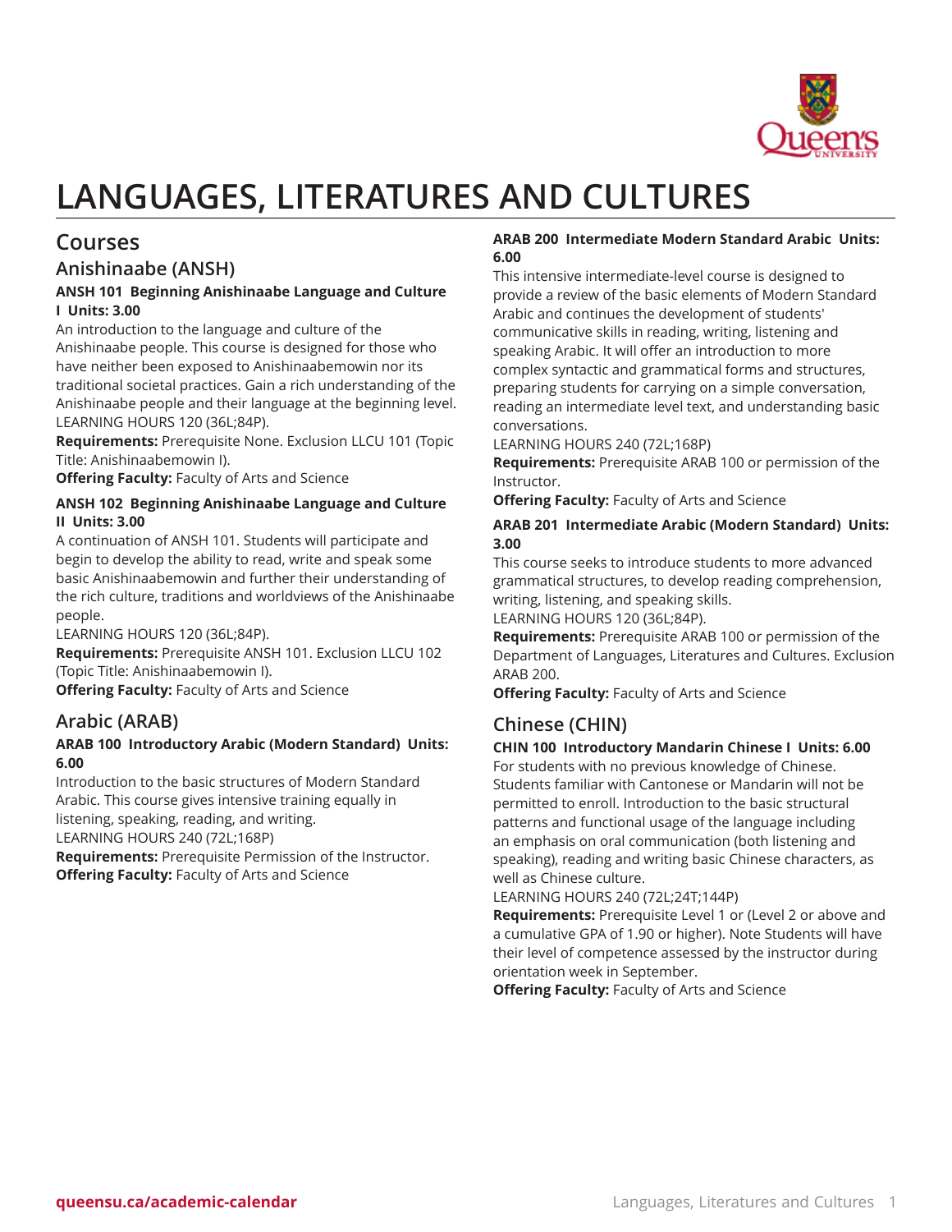# LANGUAGES, LITERATURES AND CULTURES

## Courses

### Anishinaabe (ANSH)

**ANSH 101 Beginning Anishinaabe Language and Culture I Units: 3.00**

An introduction to the language and culture of the Anishinaabe people. This course is designed for those who have neither been exposed to Anishinaabemowin nor its traditional societal practices. Gain a rich understanding of the Anishinaabe people and their language at the beginning level.
LEARNING HOURS 120 (36L;84P).

**Requirements:** Prerequisite None. Exclusion LLCU 101 (Topic Title: Anishinaabemowin I).

**Offering Faculty:** Faculty of Arts and Science

**ANSH 102 Beginning Anishinaabe Language and Culture II Units: 3.00**

A continuation of ANSH 101. Students will participate and begin to develop the ability to read, write and speak some basic Anishinaabemowin and further their understanding of the rich culture, traditions and worldviews of the Anishinaabe people.
LEARNING HOURS 120 (36L;84P).

**Requirements:** Prerequisite ANSH 101. Exclusion LLCU 102 (Topic Title: Anishinaabemowin I).

**Offering Faculty:** Faculty of Arts and Science

### Arabic (ARAB)

**ARAB 100 Introductory Arabic (Modern Standard) Units: 6.00**

Introduction to the basic structures of Modern Standard Arabic. This course gives intensive training equally in listening, speaking, reading, and writing.
LEARNING HOURS 240 (72L;168P)

**Requirements:** Prerequisite Permission of the Instructor.

**Offering Faculty:** Faculty of Arts and Science

**ARAB 200 Intermediate Modern Standard Arabic Units: 6.00**

This intensive intermediate-level course is designed to provide a review of the basic elements of Modern Standard Arabic and continues the development of students' communicative skills in reading, writing, listening and speaking Arabic. It will offer an introduction to more complex syntactic and grammatical forms and structures, preparing students for carrying on a simple conversation, reading an intermediate level text, and understanding basic conversations.
LEARNING HOURS 240 (72L;168P)

**Requirements:** Prerequisite ARAB 100 or permission of the Instructor.

**Offering Faculty:** Faculty of Arts and Science

**ARAB 201 Intermediate Arabic (Modern Standard) Units: 3.00**

This course seeks to introduce students to more advanced grammatical structures, to develop reading comprehension, writing, listening, and speaking skills.
LEARNING HOURS 120 (36L;84P).

**Requirements:** Prerequisite ARAB 100 or permission of the Department of Languages, Literatures and Cultures. Exclusion ARAB 200.

**Offering Faculty:** Faculty of Arts and Science

### Chinese (CHIN)

**CHIN 100 Introductory Mandarin Chinese I Units: 6.00**

For students with no previous knowledge of Chinese. Students familiar with Cantonese or Mandarin will not be permitted to enroll. Introduction to the basic structural patterns and functional usage of the language including an emphasis on oral communication (both listening and speaking), reading and writing basic Chinese characters, as well as Chinese culture.
LEARNING HOURS 240 (72L;24T;144P)

**Requirements:** Prerequisite Level 1 or (Level 2 or above and a cumulative GPA of 1.90 or higher). Note Students will have their level of competence assessed by the instructor during orientation week in September.

**Offering Faculty:** Faculty of Arts and Science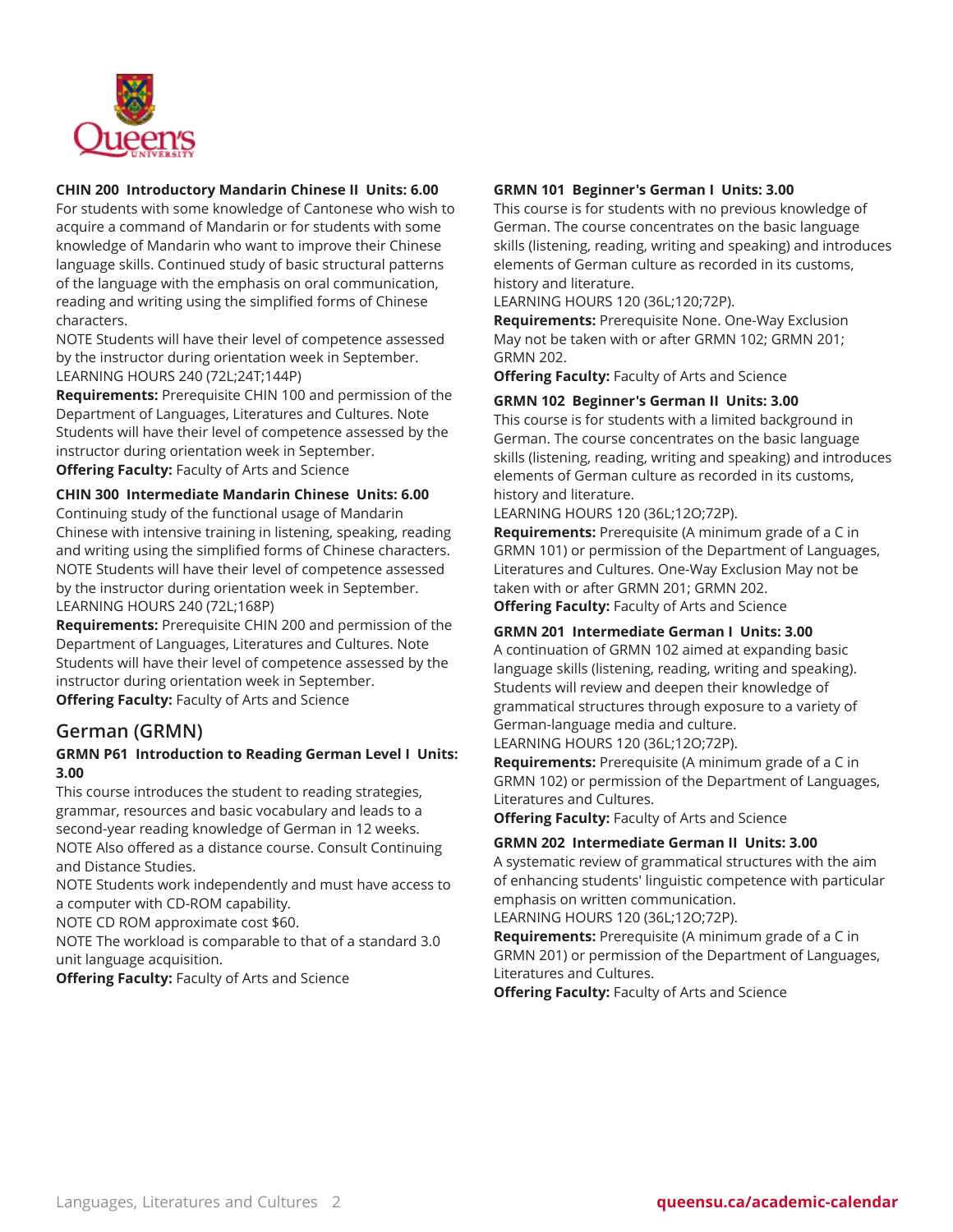**CHIN 200 Introductory Mandarin Chinese II Units: 6.00**
For students with some knowledge of Cantonese who wish to acquire a command of Mandarin or for students with some knowledge of Mandarin who want to improve their Chinese language skills. Continued study of basic structural patterns of the language with the emphasis on oral communication, reading and writing using the simplified forms of Chinese characters.
NOTE Students will have their level of competence assessed by the instructor during orientation week in September.
LEARNING HOURS 240 (72L;24T;144P)
**Requirements:** Prerequisite CHIN 100 and permission of the Department of Languages, Literatures and Cultures. Note Students will have their level of competence assessed by the instructor during orientation week in September.
**Offering Faculty:** Faculty of Arts and Science

**CHIN 300 Intermediate Mandarin Chinese Units: 6.00**
Continuing study of the functional usage of Mandarin Chinese with intensive training in listening, speaking, reading and writing using the simplified forms of Chinese characters.
NOTE Students will have their level of competence assessed by the instructor during orientation week in September.
LEARNING HOURS 240 (72L;168P)
**Requirements:** Prerequisite CHIN 200 and permission of the Department of Languages, Literatures and Cultures. Note Students will have their level of competence assessed by the instructor during orientation week in September.
**Offering Faculty:** Faculty of Arts and Science

## German (GRMN)

**GRMN P61 Introduction to Reading German Level I Units: 3.00**
This course introduces the student to reading strategies, grammar, resources and basic vocabulary and leads to a second-year reading knowledge of German in 12 weeks.
NOTE Also offered as a distance course. Consult Continuing and Distance Studies.
NOTE Students work independently and must have access to a computer with CD-ROM capability.
NOTE CD ROM approximate cost $60.
NOTE The workload is comparable to that of a standard 3.0 unit language acquisition.
**Offering Faculty:** Faculty of Arts and Science

**GRMN 101 Beginner's German I Units: 3.00**
This course is for students with no previous knowledge of German. The course concentrates on the basic language skills (listening, reading, writing and speaking) and introduces elements of German culture as recorded in its customs, history and literature.
LEARNING HOURS 120 (36L;12O;72P).
**Requirements:** Prerequisite None. One-Way Exclusion May not be taken with or after GRMN 102; GRMN 201; GRMN 202.
**Offering Faculty:** Faculty of Arts and Science

**GRMN 102 Beginner's German II Units: 3.00**
This course is for students with a limited background in German. The course concentrates on the basic language skills (listening, reading, writing and speaking) and introduces elements of German culture as recorded in its customs, history and literature.
LEARNING HOURS 120 (36L;12O;72P).
**Requirements:** Prerequisite (A minimum grade of a C in GRMN 101) or permission of the Department of Languages, Literatures and Cultures. One-Way Exclusion May not be taken with or after GRMN 201; GRMN 202.
**Offering Faculty:** Faculty of Arts and Science

**GRMN 201 Intermediate German I Units: 3.00**
A continuation of GRMN 102 aimed at expanding basic language skills (listening, reading, writing and speaking). Students will review and deepen their knowledge of grammatical structures through exposure to a variety of German-language media and culture.
LEARNING HOURS 120 (36L;12O;72P).
**Requirements:** Prerequisite (A minimum grade of a C in GRMN 102) or permission of the Department of Languages, Literatures and Cultures.
**Offering Faculty:** Faculty of Arts and Science

**GRMN 202 Intermediate German II Units: 3.00**
A systematic review of grammatical structures with the aim of enhancing students' linguistic competence with particular emphasis on written communication.
LEARNING HOURS 120 (36L;12O;72P).
**Requirements:** Prerequisite (A minimum grade of a C in GRMN 201) or permission of the Department of Languages, Literatures and Cultures.
**Offering Faculty:** Faculty of Arts and Science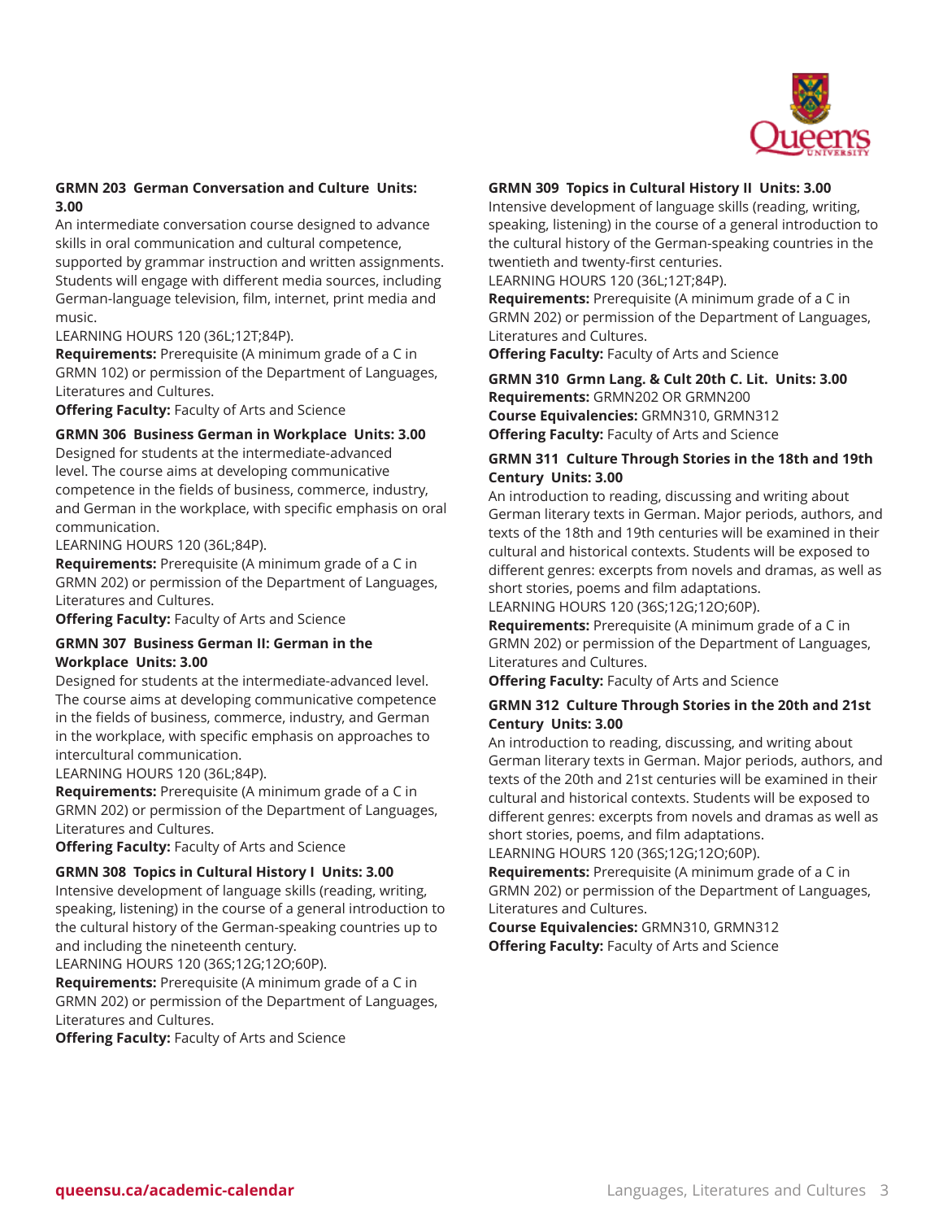**GRMN 203 German Conversation and Culture Units: 3.00**
An intermediate conversation course designed to advance skills in oral communication and cultural competence, supported by grammar instruction and written assignments. Students will engage with different media sources, including German-language television, film, internet, print media and music.
LEARNING HOURS 120 (36L;12T;84P).
**Requirements:** Prerequisite (A minimum grade of a C in GRMN 102) or permission of the Department of Languages, Literatures and Cultures.
**Offering Faculty:** Faculty of Arts and Science

**GRMN 306 Business German in Workplace Units: 3.00**
Designed for students at the intermediate-advanced level. The course aims at developing communicative competence in the fields of business, commerce, industry, and German in the workplace, with specific emphasis on oral communication.
LEARNING HOURS 120 (36L;84P).
**Requirements:** Prerequisite (A minimum grade of a C in GRMN 202) or permission of the Department of Languages, Literatures and Cultures.
**Offering Faculty:** Faculty of Arts and Science

**GRMN 307 Business German II: German in the Workplace Units: 3.00**
Designed for students at the intermediate-advanced level. The course aims at developing communicative competence in the fields of business, commerce, industry, and German in the workplace, with specific emphasis on approaches to intercultural communication.
LEARNING HOURS 120 (36L;84P).
**Requirements:** Prerequisite (A minimum grade of a C in GRMN 202) or permission of the Department of Languages, Literatures and Cultures.
**Offering Faculty:** Faculty of Arts and Science

**GRMN 308 Topics in Cultural History I Units: 3.00**
Intensive development of language skills (reading, writing, speaking, listening) in the course of a general introduction to the cultural history of the German-speaking countries up to and including the nineteenth century.
LEARNING HOURS 120 (36S;12G;12O;60P).
**Requirements:** Prerequisite (A minimum grade of a C in GRMN 202) or permission of the Department of Languages, Literatures and Cultures.
**Offering Faculty:** Faculty of Arts and Science

**GRMN 309 Topics in Cultural History II Units: 3.00**
Intensive development of language skills (reading, writing, speaking, listening) in the course of a general introduction to the cultural history of the German-speaking countries in the twentieth and twenty-first centuries.
LEARNING HOURS 120 (36L;12T;84P).
**Requirements:** Prerequisite (A minimum grade of a C in GRMN 202) or permission of the Department of Languages, Literatures and Cultures.
**Offering Faculty:** Faculty of Arts and Science

**GRMN 310 Grmn Lang. & Cult 20th C. Lit. Units: 3.00**
**Requirements:** GRMN202 OR GRMN200
**Course Equivalencies:** GRMN310, GRMN312
**Offering Faculty:** Faculty of Arts and Science

**GRMN 311 Culture Through Stories in the 18th and 19th Century Units: 3.00**
An introduction to reading, discussing and writing about German literary texts in German. Major periods, authors, and texts of the 18th and 19th centuries will be examined in their cultural and historical contexts. Students will be exposed to different genres: excerpts from novels and dramas, as well as short stories, poems and film adaptations.
LEARNING HOURS 120 (36S;12G;12O;60P).
**Requirements:** Prerequisite (A minimum grade of a C in GRMN 202) or permission of the Department of Languages, Literatures and Cultures.
**Offering Faculty:** Faculty of Arts and Science

**GRMN 312 Culture Through Stories in the 20th and 21st Century Units: 3.00**
An introduction to reading, discussing, and writing about German literary texts in German. Major periods, authors, and texts of the 20th and 21st centuries will be examined in their cultural and historical contexts. Students will be exposed to different genres: excerpts from novels and dramas as well as short stories, poems, and film adaptations.
LEARNING HOURS 120 (36S;12G;12O;60P).
**Requirements:** Prerequisite (A minimum grade of a C in GRMN 202) or permission of the Department of Languages, Literatures and Cultures.
**Course Equivalencies:** GRMN310, GRMN312
**Offering Faculty:** Faculty of Arts and Science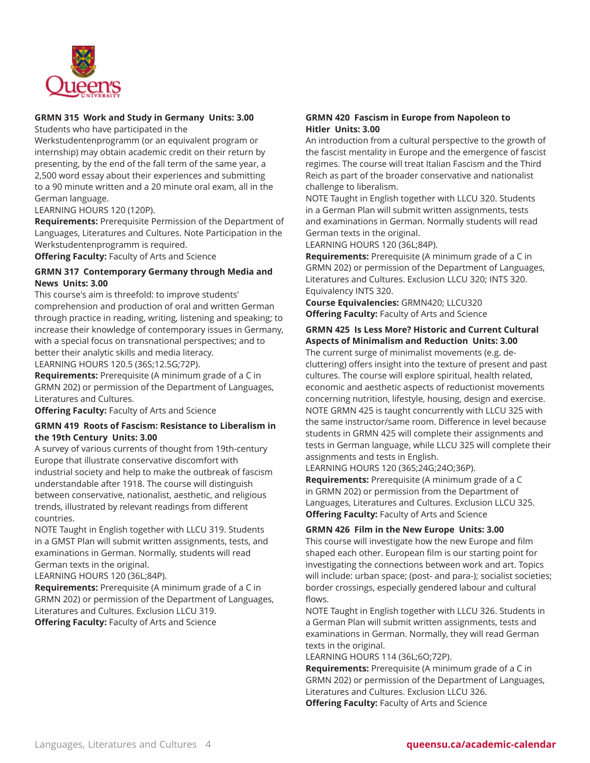### GRMN 315 Work and Study in Germany Units: 3.00

Students who have participated in the Werkstudentenprogramm (or an equivalent program or internship) may obtain academic credit on their return by presenting, by the end of the fall term of the same year, a 2,500 word essay about their experiences and submitting to a 90 minute written and a 20 minute oral exam, all in the German language.

LEARNING HOURS 120 (120P).

**Requirements:** Prerequisite Permission of the Department of Languages, Literatures and Cultures. Note Participation in the Werkstudentenprogramm is required.

**Offering Faculty:** Faculty of Arts and Science

### GRMN 317 Contemporary Germany through Media and News Units: 3.00

This course's aim is threefold: to improve students' comprehension and production of oral and written German through practice in reading, writing, listening and speaking; to increase their knowledge of contemporary issues in Germany, with a special focus on transnational perspectives; and to better their analytic skills and media literacy.

LEARNING HOURS 120.5 (36S;12.5G;72P).

**Requirements:** Prerequisite (A minimum grade of a C in GRMN 202) or permission of the Department of Languages, Literatures and Cultures.

**Offering Faculty:** Faculty of Arts and Science

### GRMN 419 Roots of Fascism: Resistance to Liberalism in the 19th Century Units: 3.00

A survey of various currents of thought from 19th-century Europe that illustrate conservative discomfort with industrial society and help to make the outbreak of fascism understandable after 1918. The course will distinguish between conservative, nationalist, aesthetic, and religious trends, illustrated by relevant readings from different countries.

NOTE Taught in English together with LLCU 319. Students in a GMST Plan will submit written assignments, tests, and examinations in German. Normally, students will read German texts in the original.

LEARNING HOURS 120 (36L;84P).

**Requirements:** Prerequisite (A minimum grade of a C in GRMN 202) or permission of the Department of Languages, Literatures and Cultures. Exclusion LLCU 319.

**Offering Faculty:** Faculty of Arts and Science

### GRMN 420 Fascism in Europe from Napoleon to Hitler Units: 3.00

An introduction from a cultural perspective to the growth of the fascist mentality in Europe and the emergence of fascist regimes. The course will treat Italian Fascism and the Third Reich as part of the broader conservative and nationalist challenge to liberalism.

NOTE Taught in English together with LLCU 320. Students in a German Plan will submit written assignments, tests and examinations in German. Normally students will read German texts in the original.

LEARNING HOURS 120 (36L;84P).

**Requirements:** Prerequisite (A minimum grade of a C in GRMN 202) or permission of the Department of Languages, Literatures and Cultures. Exclusion LLCU 320; INTS 320. Equivalency INTS 320.

**Course Equivalencies:** GRMN420; LLCU320

**Offering Faculty:** Faculty of Arts and Science

### GRMN 425 Is Less More? Historic and Current Cultural Aspects of Minimalism and Reduction Units: 3.00

The current surge of minimalist movements (e.g. de-cluttering) offers insight into the texture of present and past cultures. The course will explore spiritual, health related, economic and aesthetic aspects of reductionist movements concerning nutrition, lifestyle, housing, design and exercise.

NOTE GRMN 425 is taught concurrently with LLCU 325 with the same instructor/same room. Difference in level because students in GRMN 425 will complete their assignments and tests in German language, while LLCU 325 will complete their assignments and tests in English.

LEARNING HOURS 120 (36S;24G;24O;36P).

**Requirements:** Prerequisite (A minimum grade of a C in GRMN 202) or permission from the Department of Languages, Literatures and Cultures. Exclusion LLCU 325.

**Offering Faculty:** Faculty of Arts and Science

### GRMN 426 Film in the New Europe Units: 3.00

This course will investigate how the new Europe and film shaped each other. European film is our starting point for investigating the connections between work and art. Topics will include: urban space; (post- and para-); socialist societies; border crossings, especially gendered labour and cultural flows.

NOTE Taught in English together with LLCU 326. Students in a German Plan will submit written assignments, tests and examinations in German. Normally, they will read German texts in the original.

LEARNING HOURS 114 (36L;6O;72P).

**Requirements:** Prerequisite (A minimum grade of a C in GRMN 202) or permission of the Department of Languages, Literatures and Cultures. Exclusion LLCU 326.

**Offering Faculty:** Faculty of Arts and Science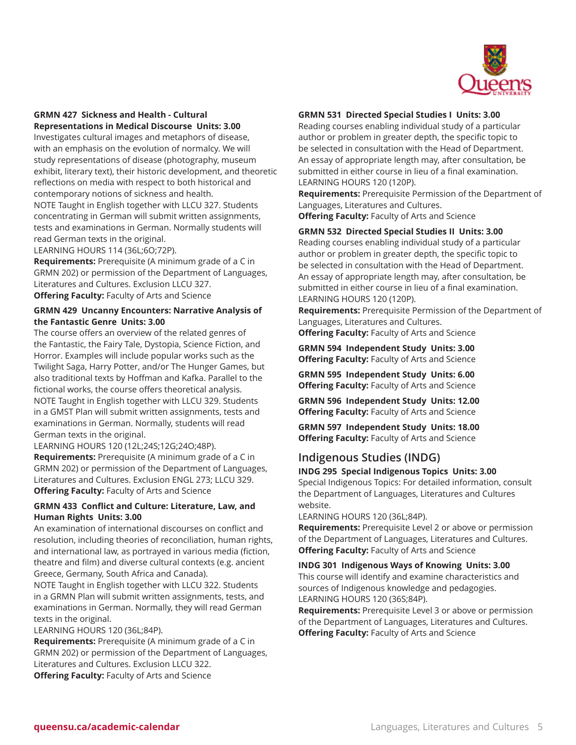**GRMN 427 Sickness and Health - Cultural Representations in Medical Discourse Units: 3.00**
Investigates cultural images and metaphors of disease, with an emphasis on the evolution of normalcy. We will study representations of disease (photography, museum exhibit, literary text), their historic development, and theoretic reflections on media with respect to both historical and contemporary notions of sickness and health.
NOTE Taught in English together with LLCU 327. Students concentrating in German will submit written assignments, tests and examinations in German. Normally students will read German texts in the original.
LEARNING HOURS 114 (36L;6O;72P).
**Requirements:** Prerequisite (A minimum grade of a C in GRMN 202) or permission of the Department of Languages, Literatures and Cultures. Exclusion LLCU 327.
**Offering Faculty:** Faculty of Arts and Science

**GRMN 429 Uncanny Encounters: Narrative Analysis of the Fantastic Genre Units: 3.00**
The course offers an overview of the related genres of the Fantastic, the Fairy Tale, Dystopia, Science Fiction, and Horror. Examples will include popular works such as the Twilight Saga, Harry Potter, and/or The Hunger Games, but also traditional texts by Hoffman and Kafka. Parallel to the fictional works, the course offers theoretical analysis.
NOTE Taught in English together with LLCU 329. Students in a GMST Plan will submit written assignments, tests and examinations in German. Normally, students will read German texts in the original.
LEARNING HOURS 120 (12L;24S;12G;24O;48P).
**Requirements:** Prerequisite (A minimum grade of a C in GRMN 202) or permission of the Department of Languages, Literatures and Cultures. Exclusion ENGL 273; LLCU 329.
**Offering Faculty:** Faculty of Arts and Science

**GRMN 433 Conflict and Culture: Literature, Law, and Human Rights Units: 3.00**
An examination of international discourses on conflict and resolution, including theories of reconciliation, human rights, and international law, as portrayed in various media (fiction, theatre and film) and diverse cultural contexts (e.g. ancient Greece, Germany, South Africa and Canada).
NOTE Taught in English together with LLCU 322. Students in a GRMN Plan will submit written assignments, tests, and examinations in German. Normally, they will read German texts in the original.
LEARNING HOURS 120 (36L;84P).
**Requirements:** Prerequisite (A minimum grade of a C in GRMN 202) or permission of the Department of Languages, Literatures and Cultures. Exclusion LLCU 322.
**Offering Faculty:** Faculty of Arts and Science

**GRMN 531 Directed Special Studies I Units: 3.00**
Reading courses enabling individual study of a particular author or problem in greater depth, the specific topic to be selected in consultation with the Head of Department. An essay of appropriate length may, after consultation, be submitted in either course in lieu of a final examination.
LEARNING HOURS 120 (120P).
**Requirements:** Prerequisite Permission of the Department of Languages, Literatures and Cultures.
**Offering Faculty:** Faculty of Arts and Science

**GRMN 532 Directed Special Studies II Units: 3.00**
Reading courses enabling individual study of a particular author or problem in greater depth, the specific topic to be selected in consultation with the Head of Department. An essay of appropriate length may, after consultation, be submitted in either course in lieu of a final examination.
LEARNING HOURS 120 (120P).
**Requirements:** Prerequisite Permission of the Department of Languages, Literatures and Cultures.
**Offering Faculty:** Faculty of Arts and Science

**GRMN 594 Independent Study Units: 3.00**
**Offering Faculty:** Faculty of Arts and Science

**GRMN 595 Independent Study Units: 6.00**
**Offering Faculty:** Faculty of Arts and Science

**GRMN 596 Independent Study Units: 12.00**
**Offering Faculty:** Faculty of Arts and Science

**GRMN 597 Independent Study Units: 18.00**
**Offering Faculty:** Faculty of Arts and Science

## Indigenous Studies (INDG)

**INDG 295 Special Indigenous Topics Units: 3.00**
Special Indigenous Topics: For detailed information, consult the Department of Languages, Literatures and Cultures website.
LEARNING HOURS 120 (36L;84P).
**Requirements:** Prerequisite Level 2 or above or permission of the Department of Languages, Literatures and Cultures.
**Offering Faculty:** Faculty of Arts and Science

**INDG 301 Indigenous Ways of Knowing Units: 3.00**
This course will identify and examine characteristics and sources of Indigenous knowledge and pedagogies.
LEARNING HOURS 120 (36S;84P).
**Requirements:** Prerequisite Level 3 or above or permission of the Department of Languages, Literatures and Cultures.
**Offering Faculty:** Faculty of Arts and Science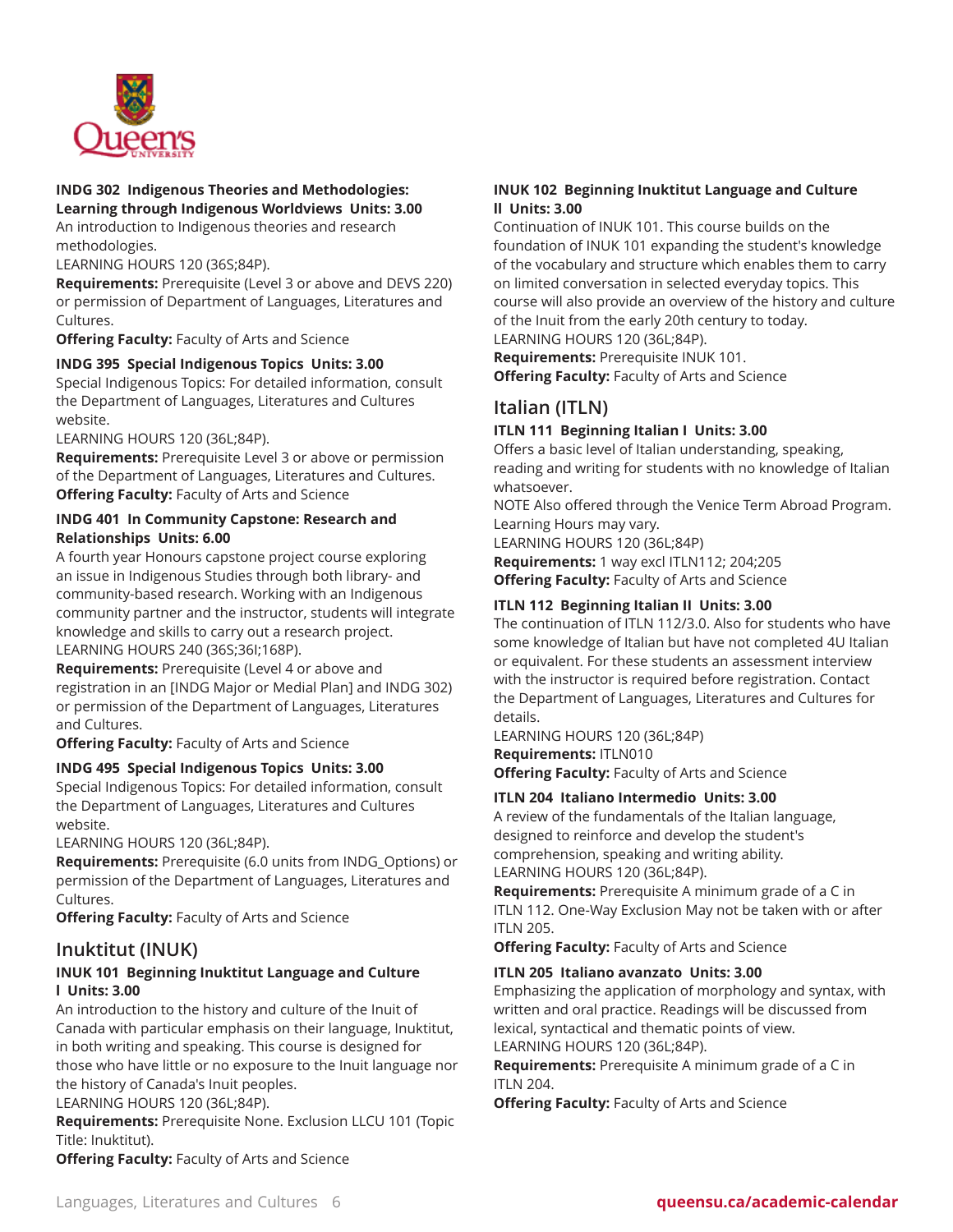**INDG 302 Indigenous Theories and Methodologies: Learning through Indigenous Worldviews Units: 3.00**
An introduction to Indigenous theories and research methodologies.
LEARNING HOURS 120 (36S;84P).
**Requirements:** Prerequisite (Level 3 or above and DEVS 220) or permission of Department of Languages, Literatures and Cultures.
**Offering Faculty:** Faculty of Arts and Science

**INDG 395 Special Indigenous Topics Units: 3.00**
Special Indigenous Topics: For detailed information, consult the Department of Languages, Literatures and Cultures website.
LEARNING HOURS 120 (36L;84P).
**Requirements:** Prerequisite Level 3 or above or permission of the Department of Languages, Literatures and Cultures.
**Offering Faculty:** Faculty of Arts and Science

**INDG 401 In Community Capstone: Research and Relationships Units: 6.00**
A fourth year Honours capstone project course exploring an issue in Indigenous Studies through both library- and community-based research. Working with an Indigenous community partner and the instructor, students will integrate knowledge and skills to carry out a research project.
LEARNING HOURS 240 (36S;36I;168P).
**Requirements:** Prerequisite (Level 4 or above and registration in an [INDG Major or Medial Plan] and INDG 302) or permission of the Department of Languages, Literatures and Cultures.
**Offering Faculty:** Faculty of Arts and Science

**INDG 495 Special Indigenous Topics Units: 3.00**
Special Indigenous Topics: For detailed information, consult the Department of Languages, Literatures and Cultures website.
LEARNING HOURS 120 (36L;84P).
**Requirements:** Prerequisite (6.0 units from INDG_Options) or permission of the Department of Languages, Literatures and Cultures.
**Offering Faculty:** Faculty of Arts and Science

## Inuktitut (INUK)

**INUK 101 Beginning Inuktitut Language and Culture I Units: 3.00**
An introduction to the history and culture of the Inuit of Canada with particular emphasis on their language, Inuktitut, in both writing and speaking. This course is designed for those who have little or no exposure to the Inuit language nor the history of Canada's Inuit peoples.
LEARNING HOURS 120 (36L;84P).
**Requirements:** Prerequisite None. Exclusion LLCU 101 (Topic Title: Inuktitut).
**Offering Faculty:** Faculty of Arts and Science

**INUK 102 Beginning Inuktitut Language and Culture II Units: 3.00**
Continuation of INUK 101. This course builds on the foundation of INUK 101 expanding the student's knowledge of the vocabulary and structure which enables them to carry on limited conversation in selected everyday topics. This course will also provide an overview of the history and culture of the Inuit from the early 20th century to today.
LEARNING HOURS 120 (36L;84P).
**Requirements:** Prerequisite INUK 101.
**Offering Faculty:** Faculty of Arts and Science

## Italian (ITLN)

**ITLN 111 Beginning Italian I Units: 3.00**
Offers a basic level of Italian understanding, speaking, reading and writing for students with no knowledge of Italian whatsoever.
NOTE Also offered through the Venice Term Abroad Program. Learning Hours may vary.
LEARNING HOURS 120 (36L;84P)
**Requirements:** 1 way excl ITLN112; 204;205
**Offering Faculty:** Faculty of Arts and Science

**ITLN 112 Beginning Italian II Units: 3.00**
The continuation of ITLN 112/3.0. Also for students who have some knowledge of Italian but have not completed 4U Italian or equivalent. For these students an assessment interview with the instructor is required before registration. Contact the Department of Languages, Literatures and Cultures for details.
LEARNING HOURS 120 (36L;84P)
**Requirements:** ITLN010
**Offering Faculty:** Faculty of Arts and Science

**ITLN 204 Italiano Intermedio Units: 3.00**
A review of the fundamentals of the Italian language, designed to reinforce and develop the student's comprehension, speaking and writing ability.
LEARNING HOURS 120 (36L;84P).
**Requirements:** Prerequisite A minimum grade of a C in ITLN 112. One-Way Exclusion May not be taken with or after ITLN 205.
**Offering Faculty:** Faculty of Arts and Science

**ITLN 205 Italiano avanzato Units: 3.00**
Emphasizing the application of morphology and syntax, with written and oral practice. Readings will be discussed from lexical, syntactical and thematic points of view.
LEARNING HOURS 120 (36L;84P).
**Requirements:** Prerequisite A minimum grade of a C in ITLN 204.
**Offering Faculty:** Faculty of Arts and Science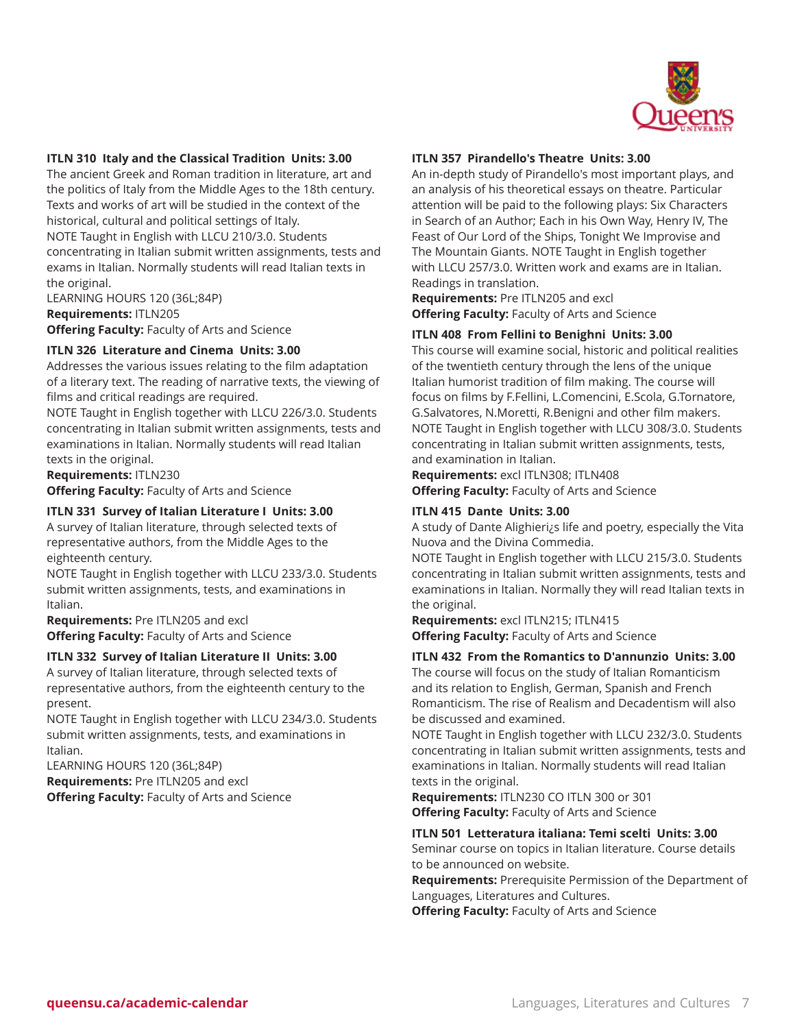### ITLN 310 Italy and the Classical Tradition Units: 3.00

The ancient Greek and Roman tradition in literature, art and the politics of Italy from the Middle Ages to the 18th century. Texts and works of art will be studied in the context of the historical, cultural and political settings of Italy.
NOTE Taught in English with LLCU 210/3.0. Students concentrating in Italian submit written assignments, tests and exams in Italian. Normally students will read Italian texts in the original.
LEARNING HOURS 120 (36L;84P)
**Requirements:** ITLN205
**Offering Faculty:** Faculty of Arts and Science

### ITLN 326 Literature and Cinema Units: 3.00

Addresses the various issues relating to the film adaptation of a literary text. The reading of narrative texts, the viewing of films and critical readings are required.
NOTE Taught in English together with LLCU 226/3.0. Students concentrating in Italian submit written assignments, tests and examinations in Italian. Normally students will read Italian texts in the original.
**Requirements:** ITLN230
**Offering Faculty:** Faculty of Arts and Science

### ITLN 331 Survey of Italian Literature I Units: 3.00

A survey of Italian literature, through selected texts of representative authors, from the Middle Ages to the eighteenth century.
NOTE Taught in English together with LLCU 233/3.0. Students submit written assignments, tests, and examinations in Italian.
**Requirements:** Pre ITLN205 and excl
**Offering Faculty:** Faculty of Arts and Science

### ITLN 332 Survey of Italian Literature II Units: 3.00

A survey of Italian literature, through selected texts of representative authors, from the eighteenth century to the present.
NOTE Taught in English together with LLCU 234/3.0. Students submit written assignments, tests, and examinations in Italian.
LEARNING HOURS 120 (36L;84P)
**Requirements:** Pre ITLN205 and excl
**Offering Faculty:** Faculty of Arts and Science

### ITLN 357 Pirandello's Theatre Units: 3.00

An in-depth study of Pirandello's most important plays, and an analysis of his theoretical essays on theatre. Particular attention will be paid to the following plays: Six Characters in Search of an Author; Each in his Own Way, Henry IV, The Feast of Our Lord of the Ships, Tonight We Improvise and The Mountain Giants. NOTE Taught in English together with LLCU 257/3.0. Written work and exams are in Italian. Readings in translation.
**Requirements:** Pre ITLN205 and excl
**Offering Faculty:** Faculty of Arts and Science

### ITLN 408 From Fellini to Benighni Units: 3.00

This course will examine social, historic and political realities of the twentieth century through the lens of the unique Italian humorist tradition of film making. The course will focus on films by F.Fellini, L.Comencini, E.Scola, G.Tornatore, G.Salvatores, N.Moretti, R.Benigni and other film makers.
NOTE Taught in English together with LLCU 308/3.0. Students concentrating in Italian submit written assignments, tests, and examination in Italian.
**Requirements:** excl ITLN308; ITLN408
**Offering Faculty:** Faculty of Arts and Science

### ITLN 415 Dante Units: 3.00

A study of Dante Alighieri¿s life and poetry, especially the Vita Nuova and the Divina Commedia.
NOTE Taught in English together with LLCU 215/3.0. Students concentrating in Italian submit written assignments, tests and examinations in Italian. Normally they will read Italian texts in the original.
**Requirements:** excl ITLN215; ITLN415
**Offering Faculty:** Faculty of Arts and Science

### ITLN 432 From the Romantics to D'annunzio Units: 3.00

The course will focus on the study of Italian Romanticism and its relation to English, German, Spanish and French Romanticism. The rise of Realism and Decadentism will also be discussed and examined.
NOTE Taught in English together with LLCU 232/3.0. Students concentrating in Italian submit written assignments, tests and examinations in Italian. Normally students will read Italian texts in the original.
**Requirements:** ITLN230 CO ITLN 300 or 301
**Offering Faculty:** Faculty of Arts and Science

### ITLN 501 Letteratura italiana: Temi scelti Units: 3.00

Seminar course on topics in Italian literature. Course details to be announced on website.
**Requirements:** Prerequisite Permission of the Department of Languages, Literatures and Cultures.
**Offering Faculty:** Faculty of Arts and Science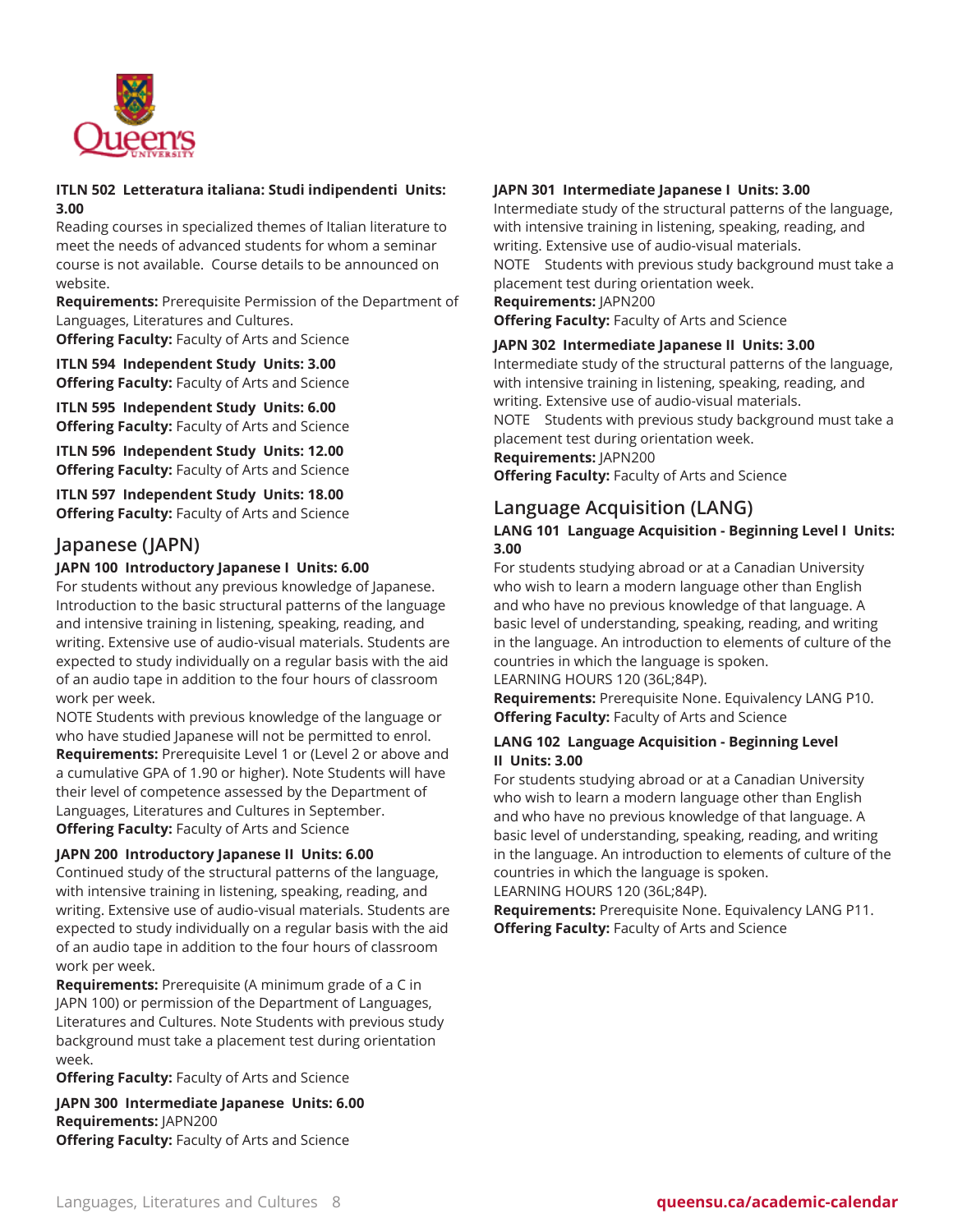**ITLN 502 Letteratura italiana: Studi indipendenti Units: 3.00**
Reading courses in specialized themes of Italian literature to meet the needs of advanced students for whom a seminar course is not available. Course details to be announced on website.
**Requirements:** Prerequisite Permission of the Department of Languages, Literatures and Cultures.
**Offering Faculty:** Faculty of Arts and Science

**ITLN 594 Independent Study Units: 3.00**
**Offering Faculty:** Faculty of Arts and Science

**ITLN 595 Independent Study Units: 6.00**
**Offering Faculty:** Faculty of Arts and Science

**ITLN 596 Independent Study Units: 12.00**
**Offering Faculty:** Faculty of Arts and Science

**ITLN 597 Independent Study Units: 18.00**
**Offering Faculty:** Faculty of Arts and Science

## Japanese (JAPN)

**JAPN 100 Introductory Japanese I Units: 6.00**
For students without any previous knowledge of Japanese. Introduction to the basic structural patterns of the language and intensive training in listening, speaking, reading, and writing. Extensive use of audio-visual materials. Students are expected to study individually on a regular basis with the aid of an audio tape in addition to the four hours of classroom work per week.
NOTE Students with previous knowledge of the language or who have studied Japanese will not be permitted to enrol.
**Requirements:** Prerequisite Level 1 or (Level 2 or above and a cumulative GPA of 1.90 or higher). Note Students will have their level of competence assessed by the Department of Languages, Literatures and Cultures in September.
**Offering Faculty:** Faculty of Arts and Science

**JAPN 200 Introductory Japanese II Units: 6.00**
Continued study of the structural patterns of the language, with intensive training in listening, speaking, reading, and writing. Extensive use of audio-visual materials. Students are expected to study individually on a regular basis with the aid of an audio tape in addition to the four hours of classroom work per week.
**Requirements:** Prerequisite (A minimum grade of a C in JAPN 100) or permission of the Department of Languages, Literatures and Cultures. Note Students with previous study background must take a placement test during orientation week.
**Offering Faculty:** Faculty of Arts and Science

**JAPN 300 Intermediate Japanese Units: 6.00**
**Requirements:** JAPN200
**Offering Faculty:** Faculty of Arts and Science

**JAPN 301 Intermediate Japanese I Units: 3.00**
Intermediate study of the structural patterns of the language, with intensive training in listening, speaking, reading, and writing. Extensive use of audio-visual materials.
NOTE Students with previous study background must take a placement test during orientation week.
**Requirements:** JAPN200
**Offering Faculty:** Faculty of Arts and Science

**JAPN 302 Intermediate Japanese II Units: 3.00**
Intermediate study of the structural patterns of the language, with intensive training in listening, speaking, reading, and writing. Extensive use of audio-visual materials.
NOTE Students with previous study background must take a placement test during orientation week.
**Requirements:** JAPN200
**Offering Faculty:** Faculty of Arts and Science

## Language Acquisition (LANG)

**LANG 101 Language Acquisition - Beginning Level I Units: 3.00**
For students studying abroad or at a Canadian University who wish to learn a modern language other than English and who have no previous knowledge of that language. A basic level of understanding, speaking, reading, and writing in the language. An introduction to elements of culture of the countries in which the language is spoken.
LEARNING HOURS 120 (36L;84P).
**Requirements:** Prerequisite None. Equivalency LANG P10.
**Offering Faculty:** Faculty of Arts and Science

**LANG 102 Language Acquisition - Beginning Level II Units: 3.00**
For students studying abroad or at a Canadian University who wish to learn a modern language other than English and who have no previous knowledge of that language. A basic level of understanding, speaking, reading, and writing in the language. An introduction to elements of culture of the countries in which the language is spoken.
LEARNING HOURS 120 (36L;84P).
**Requirements:** Prerequisite None. Equivalency LANG P11.
**Offering Faculty:** Faculty of Arts and Science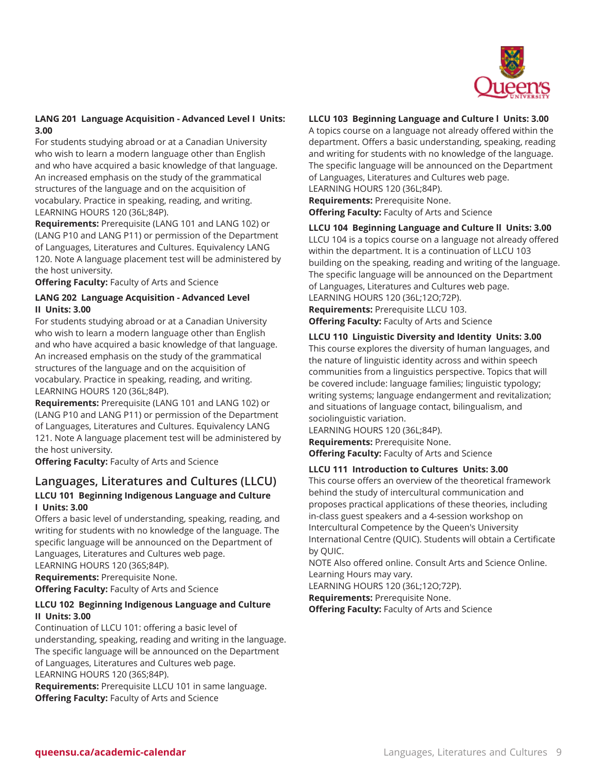**LANG 201 Language Acquisition - Advanced Level I Units: 3.00**
For students studying abroad or at a Canadian University who wish to learn a modern language other than English and who have acquired a basic knowledge of that language. An increased emphasis on the study of the grammatical structures of the language and on the acquisition of vocabulary. Practice in speaking, reading, and writing.
LEARNING HOURS 120 (36L;84P).
**Requirements:** Prerequisite (LANG 101 and LANG 102) or (LANG P10 and LANG P11) or permission of the Department of Languages, Literatures and Cultures. Equivalency LANG 120. Note A language placement test will be administered by the host university.
**Offering Faculty:** Faculty of Arts and Science

**LANG 202 Language Acquisition - Advanced Level II Units: 3.00**
For students studying abroad or at a Canadian University who wish to learn a modern language other than English and who have acquired a basic knowledge of that language. An increased emphasis on the study of the grammatical structures of the language and on the acquisition of vocabulary. Practice in speaking, reading, and writing.
LEARNING HOURS 120 (36L;84P).
**Requirements:** Prerequisite (LANG 101 and LANG 102) or (LANG P10 and LANG P11) or permission of the Department of Languages, Literatures and Cultures. Equivalency LANG 121. Note A language placement test will be administered by the host university.
**Offering Faculty:** Faculty of Arts and Science

## Languages, Literatures and Cultures (LLCU)

**LLCU 101 Beginning Indigenous Language and Culture I Units: 3.00**
Offers a basic level of understanding, speaking, reading, and writing for students with no knowledge of the language. The specific language will be announced on the Department of Languages, Literatures and Cultures web page.
LEARNING HOURS 120 (36S;84P).
**Requirements:** Prerequisite None.
**Offering Faculty:** Faculty of Arts and Science

**LLCU 102 Beginning Indigenous Language and Culture II Units: 3.00**
Continuation of LLCU 101: offering a basic level of understanding, speaking, reading and writing in the language. The specific language will be announced on the Department of Languages, Literatures and Cultures web page.
LEARNING HOURS 120 (36S;84P).
**Requirements:** Prerequisite LLCU 101 in same language.
**Offering Faculty:** Faculty of Arts and Science

**LLCU 103 Beginning Language and Culture I Units: 3.00**
A topics course on a language not already offered within the department. Offers a basic understanding, speaking, reading and writing for students with no knowledge of the language. The specific language will be announced on the Department of Languages, Literatures and Cultures web page.
LEARNING HOURS 120 (36L;84P).
**Requirements:** Prerequisite None.
**Offering Faculty:** Faculty of Arts and Science

**LLCU 104 Beginning Language and Culture II Units: 3.00**
LLCU 104 is a topics course on a language not already offered within the department. It is a continuation of LLCU 103 building on the speaking, reading and writing of the language. The specific language will be announced on the Department of Languages, Literatures and Cultures web page.
LEARNING HOURS 120 (36L;12O;72P).
**Requirements:** Prerequisite LLCU 103.
**Offering Faculty:** Faculty of Arts and Science

**LLCU 110 Linguistic Diversity and Identity Units: 3.00**
This course explores the diversity of human languages, and the nature of linguistic identity across and within speech communities from a linguistics perspective. Topics that will be covered include: language families; linguistic typology; writing systems; language endangerment and revitalization; and situations of language contact, bilingualism, and sociolinguistic variation.
LEARNING HOURS 120 (36L;84P).
**Requirements:** Prerequisite None.
**Offering Faculty:** Faculty of Arts and Science

**LLCU 111 Introduction to Cultures Units: 3.00**
This course offers an overview of the theoretical framework behind the study of intercultural communication and proposes practical applications of these theories, including in-class guest speakers and a 4-session workshop on Intercultural Competence by the Queen's University International Centre (QUIC). Students will obtain a Certificate by QUIC.
NOTE Also offered online. Consult Arts and Science Online. Learning Hours may vary.
LEARNING HOURS 120 (36L;12O;72P).
**Requirements:** Prerequisite None.
**Offering Faculty:** Faculty of Arts and Science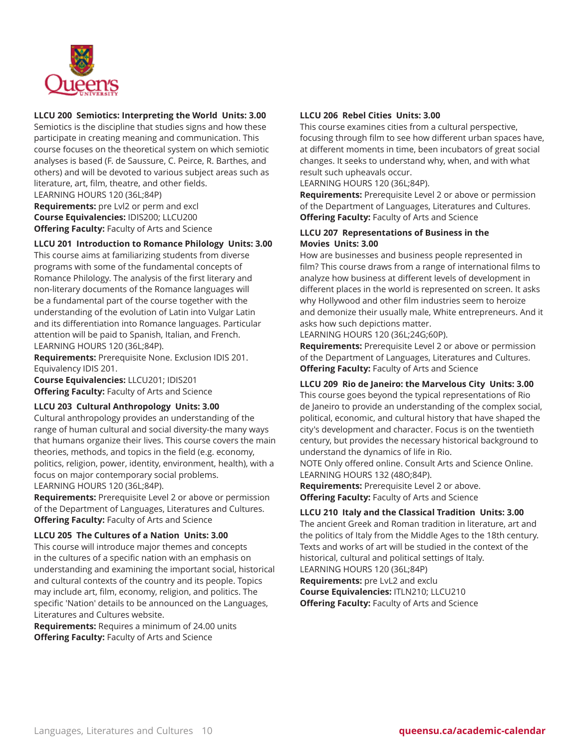**LLCU 200 Semiotics: Interpreting the World Units: 3.00**
Semiotics is the discipline that studies signs and how these participate in creating meaning and communication. This course focuses on the theoretical system on which semiotic analyses is based (F. de Saussure, C. Peirce, R. Barthes, and others) and will be devoted to various subject areas such as literature, art, film, theatre, and other fields.
LEARNING HOURS 120 (36L;84P)
**Requirements:** pre Lvl2 or perm and excl
**Course Equivalencies:** IDIS200; LLCU200
**Offering Faculty:** Faculty of Arts and Science

**LLCU 201 Introduction to Romance Philology Units: 3.00**
This course aims at familiarizing students from diverse programs with some of the fundamental concepts of Romance Philology. The analysis of the first literary and non-literary documents of the Romance languages will be a fundamental part of the course together with the understanding of the evolution of Latin into Vulgar Latin and its differentiation into Romance languages. Particular attention will be paid to Spanish, Italian, and French.
LEARNING HOURS 120 (36L;84P).
**Requirements:** Prerequisite None. Exclusion IDIS 201. Equivalency IDIS 201.
**Course Equivalencies:** LLCU201; IDIS201
**Offering Faculty:** Faculty of Arts and Science

**LLCU 203 Cultural Anthropology Units: 3.00**
Cultural anthropology provides an understanding of the range of human cultural and social diversity-the many ways that humans organize their lives. This course covers the main theories, methods, and topics in the field (e.g. economy, politics, religion, power, identity, environment, health), with a focus on major contemporary social problems.
LEARNING HOURS 120 (36L;84P).
**Requirements:** Prerequisite Level 2 or above or permission of the Department of Languages, Literatures and Cultures.
**Offering Faculty:** Faculty of Arts and Science

**LLCU 205 The Cultures of a Nation Units: 3.00**
This course will introduce major themes and concepts in the cultures of a specific nation with an emphasis on understanding and examining the important social, historical and cultural contexts of the country and its people. Topics may include art, film, economy, religion, and politics. The specific 'Nation' details to be announced on the Languages, Literatures and Cultures website.
**Requirements:** Requires a minimum of 24.00 units
**Offering Faculty:** Faculty of Arts and Science

**LLCU 206 Rebel Cities Units: 3.00**
This course examines cities from a cultural perspective, focusing through film to see how different urban spaces have, at different moments in time, been incubators of great social changes. It seeks to understand why, when, and with what result such upheavals occur.
LEARNING HOURS 120 (36L;84P).
**Requirements:** Prerequisite Level 2 or above or permission of the Department of Languages, Literatures and Cultures.
**Offering Faculty:** Faculty of Arts and Science

**LLCU 207 Representations of Business in the Movies Units: 3.00**
How are businesses and business people represented in film? This course draws from a range of international films to analyze how business at different levels of development in different places in the world is represented on screen. It asks why Hollywood and other film industries seem to heroize and demonize their usually male, White entrepreneurs. And it asks how such depictions matter.
LEARNING HOURS 120 (36L;24G;60P).
**Requirements:** Prerequisite Level 2 or above or permission of the Department of Languages, Literatures and Cultures.
**Offering Faculty:** Faculty of Arts and Science

**LLCU 209 Rio de Janeiro: the Marvelous City Units: 3.00**
This course goes beyond the typical representations of Rio de Janeiro to provide an understanding of the complex social, political, economic, and cultural history that have shaped the city's development and character. Focus is on the twentieth century, but provides the necessary historical background to understand the dynamics of life in Rio.
NOTE Only offered online. Consult Arts and Science Online.
LEARNING HOURS 132 (48O;84P).
**Requirements:** Prerequisite Level 2 or above.
**Offering Faculty:** Faculty of Arts and Science

**LLCU 210 Italy and the Classical Tradition Units: 3.00**
The ancient Greek and Roman tradition in literature, art and the politics of Italy from the Middle Ages to the 18th century. Texts and works of art will be studied in the context of the historical, cultural and political settings of Italy.
LEARNING HOURS 120 (36L;84P)
**Requirements:** pre LvL2 and exclu
**Course Equivalencies:** ITLN210; LLCU210
**Offering Faculty:** Faculty of Arts and Science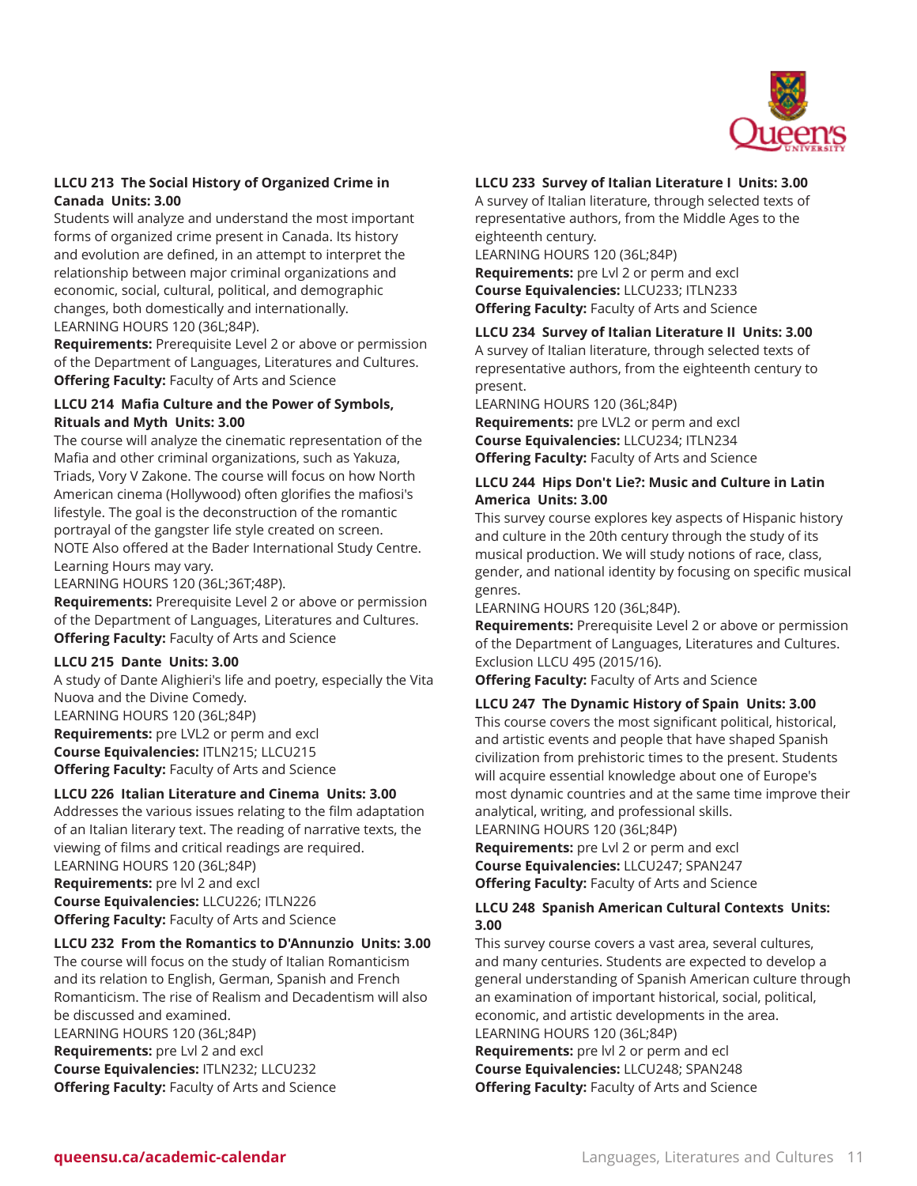### LLCU 213 The Social History of Organized Crime in Canada Units: 3.00

Students will analyze and understand the most important forms of organized crime present in Canada. Its history and evolution are defined, in an attempt to interpret the relationship between major criminal organizations and economic, social, cultural, political, and demographic changes, both domestically and internationally.
LEARNING HOURS 120 (36L;84P).

**Requirements:** Prerequisite Level 2 or above or permission of the Department of Languages, Literatures and Cultures.
**Offering Faculty:** Faculty of Arts and Science

### LLCU 214 Mafia Culture and the Power of Symbols, Rituals and Myth Units: 3.00

The course will analyze the cinematic representation of the Mafia and other criminal organizations, such as Yakuza, Triads, Vory V Zakone. The course will focus on how North American cinema (Hollywood) often glorifies the mafiosi's lifestyle. The goal is the deconstruction of the romantic portrayal of the gangster life style created on screen.
NOTE Also offered at the Bader International Study Centre. Learning Hours may vary.
LEARNING HOURS 120 (36L;36T;48P).

**Requirements:** Prerequisite Level 2 or above or permission of the Department of Languages, Literatures and Cultures.
**Offering Faculty:** Faculty of Arts and Science

### LLCU 215 Dante Units: 3.00

A study of Dante Alighieri's life and poetry, especially the Vita Nuova and the Divine Comedy.
LEARNING HOURS 120 (36L;84P)

**Requirements:** pre LVL2 or perm and excl
**Course Equivalencies:** ITLN215; LLCU215
**Offering Faculty:** Faculty of Arts and Science

### LLCU 226 Italian Literature and Cinema Units: 3.00

Addresses the various issues relating to the film adaptation of an Italian literary text. The reading of narrative texts, the viewing of films and critical readings are required.
LEARNING HOURS 120 (36L;84P)

**Requirements:** pre lvl 2 and excl
**Course Equivalencies:** LLCU226; ITLN226
**Offering Faculty:** Faculty of Arts and Science

### LLCU 232 From the Romantics to D'Annunzio Units: 3.00

The course will focus on the study of Italian Romanticism and its relation to English, German, Spanish and French Romanticism. The rise of Realism and Decadentism will also be discussed and examined.
LEARNING HOURS 120 (36L;84P)

**Requirements:** pre Lvl 2 and excl
**Course Equivalencies:** ITLN232; LLCU232
**Offering Faculty:** Faculty of Arts and Science

### LLCU 233 Survey of Italian Literature I Units: 3.00

A survey of Italian literature, through selected texts of representative authors, from the Middle Ages to the eighteenth century.
LEARNING HOURS 120 (36L;84P)

**Requirements:** pre Lvl 2 or perm and excl
**Course Equivalencies:** LLCU233; ITLN233
**Offering Faculty:** Faculty of Arts and Science

### LLCU 234 Survey of Italian Literature II Units: 3.00

A survey of Italian literature, through selected texts of representative authors, from the eighteenth century to present.
LEARNING HOURS 120 (36L;84P)

**Requirements:** pre LVL2 or perm and excl
**Course Equivalencies:** LLCU234; ITLN234
**Offering Faculty:** Faculty of Arts and Science

### LLCU 244 Hips Don't Lie?: Music and Culture in Latin America Units: 3.00

This survey course explores key aspects of Hispanic history and culture in the 20th century through the study of its musical production. We will study notions of race, class, gender, and national identity by focusing on specific musical genres.
LEARNING HOURS 120 (36L;84P).

**Requirements:** Prerequisite Level 2 or above or permission of the Department of Languages, Literatures and Cultures. Exclusion LLCU 495 (2015/16).
**Offering Faculty:** Faculty of Arts and Science

### LLCU 247 The Dynamic History of Spain Units: 3.00

This course covers the most significant political, historical, and artistic events and people that have shaped Spanish civilization from prehistoric times to the present. Students will acquire essential knowledge about one of Europe's most dynamic countries and at the same time improve their analytical, writing, and professional skills.
LEARNING HOURS 120 (36L;84P)

**Requirements:** pre Lvl 2 or perm and excl
**Course Equivalencies:** LLCU247; SPAN247
**Offering Faculty:** Faculty of Arts and Science

### LLCU 248 Spanish American Cultural Contexts Units: 3.00

This survey course covers a vast area, several cultures, and many centuries. Students are expected to develop a general understanding of Spanish American culture through an examination of important historical, social, political, economic, and artistic developments in the area.
LEARNING HOURS 120 (36L;84P)

**Requirements:** pre lvl 2 or perm and ecl
**Course Equivalencies:** LLCU248; SPAN248
**Offering Faculty:** Faculty of Arts and Science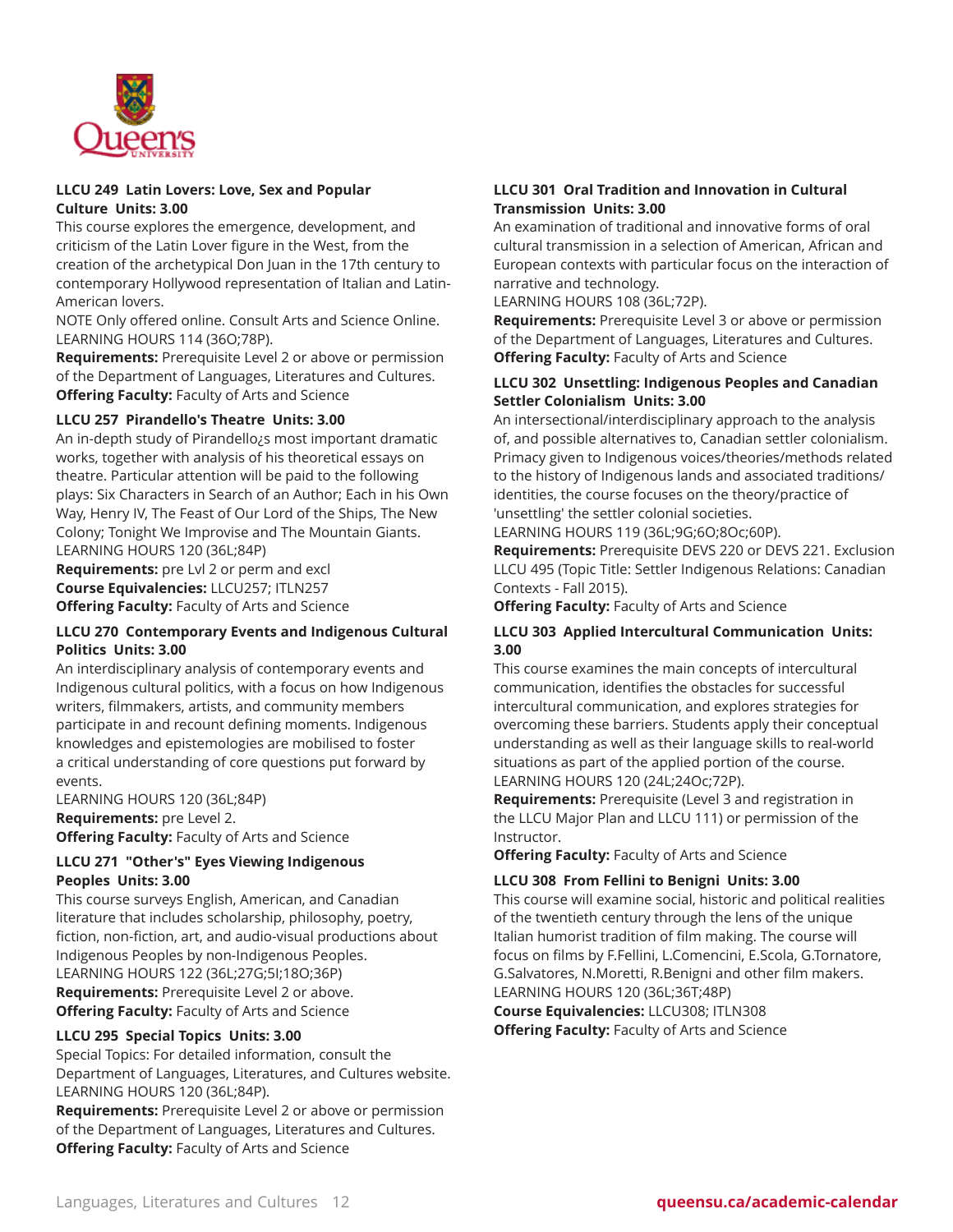### LLCU 249 Latin Lovers: Love, Sex and Popular Culture Units: 3.00

This course explores the emergence, development, and criticism of the Latin Lover figure in the West, from the creation of the archetypical Don Juan in the 17th century to contemporary Hollywood representation of Italian and Latin-American lovers.

NOTE Only offered online. Consult Arts and Science Online.

LEARNING HOURS 114 (36O;78P).

**Requirements:** Prerequisite Level 2 or above or permission of the Department of Languages, Literatures and Cultures.

**Offering Faculty:** Faculty of Arts and Science

### LLCU 257 Pirandello's Theatre Units: 3.00

An in-depth study of Pirandello¿s most important dramatic works, together with analysis of his theoretical essays on theatre. Particular attention will be paid to the following plays: Six Characters in Search of an Author; Each in his Own Way, Henry IV, The Feast of Our Lord of the Ships, The New Colony; Tonight We Improvise and The Mountain Giants.

LEARNING HOURS 120 (36L;84P)

**Requirements:** pre Lvl 2 or perm and excl

**Course Equivalencies:** LLCU257; ITLN257

**Offering Faculty:** Faculty of Arts and Science

### LLCU 270 Contemporary Events and Indigenous Cultural Politics Units: 3.00

An interdisciplinary analysis of contemporary events and Indigenous cultural politics, with a focus on how Indigenous writers, filmmakers, artists, and community members participate in and recount defining moments. Indigenous knowledges and epistemologies are mobilised to foster a critical understanding of core questions put forward by events.

LEARNING HOURS 120 (36L;84P)

**Requirements:** pre Level 2.

**Offering Faculty:** Faculty of Arts and Science

### LLCU 271 "Other's" Eyes Viewing Indigenous Peoples Units: 3.00

This course surveys English, American, and Canadian literature that includes scholarship, philosophy, poetry, fiction, non-fiction, art, and audio-visual productions about Indigenous Peoples by non-Indigenous Peoples.

LEARNING HOURS 122 (36L;27G;5I;18O;36P)

**Requirements:** Prerequisite Level 2 or above.

**Offering Faculty:** Faculty of Arts and Science

### LLCU 295 Special Topics Units: 3.00

Special Topics: For detailed information, consult the Department of Languages, Literatures, and Cultures website.

LEARNING HOURS 120 (36L;84P).

**Requirements:** Prerequisite Level 2 or above or permission of the Department of Languages, Literatures and Cultures.

**Offering Faculty:** Faculty of Arts and Science

### LLCU 301 Oral Tradition and Innovation in Cultural Transmission Units: 3.00

An examination of traditional and innovative forms of oral cultural transmission in a selection of American, African and European contexts with particular focus on the interaction of narrative and technology.

LEARNING HOURS 108 (36L;72P).

**Requirements:** Prerequisite Level 3 or above or permission of the Department of Languages, Literatures and Cultures.

**Offering Faculty:** Faculty of Arts and Science

### LLCU 302 Unsettling: Indigenous Peoples and Canadian Settler Colonialism Units: 3.00

An intersectional/interdisciplinary approach to the analysis of, and possible alternatives to, Canadian settler colonialism. Primacy given to Indigenous voices/theories/methods related to the history of Indigenous lands and associated traditions/identities, the course focuses on the theory/practice of 'unsettling' the settler colonial societies.

LEARNING HOURS 119 (36L;9G;6O;8Oc;60P).

**Requirements:** Prerequisite DEVS 220 or DEVS 221. Exclusion LLCU 495 (Topic Title: Settler Indigenous Relations: Canadian Contexts - Fall 2015).

**Offering Faculty:** Faculty of Arts and Science

### LLCU 303 Applied Intercultural Communication Units: 3.00

This course examines the main concepts of intercultural communication, identifies the obstacles for successful intercultural communication, and explores strategies for overcoming these barriers. Students apply their conceptual understanding as well as their language skills to real-world situations as part of the applied portion of the course.

LEARNING HOURS 120 (24L;24Oc;72P).

**Requirements:** Prerequisite (Level 3 and registration in the LLCU Major Plan and LLCU 111) or permission of the Instructor.

**Offering Faculty:** Faculty of Arts and Science

### LLCU 308 From Fellini to Benigni Units: 3.00

This course will examine social, historic and political realities of the twentieth century through the lens of the unique Italian humorist tradition of film making. The course will focus on films by F.Fellini, L.Comencini, E.Scola, G.Tornatore, G.Salvatores, N.Moretti, R.Benigni and other film makers.

LEARNING HOURS 120 (36L;36T;48P)

**Course Equivalencies:** LLCU308; ITLN308

**Offering Faculty:** Faculty of Arts and Science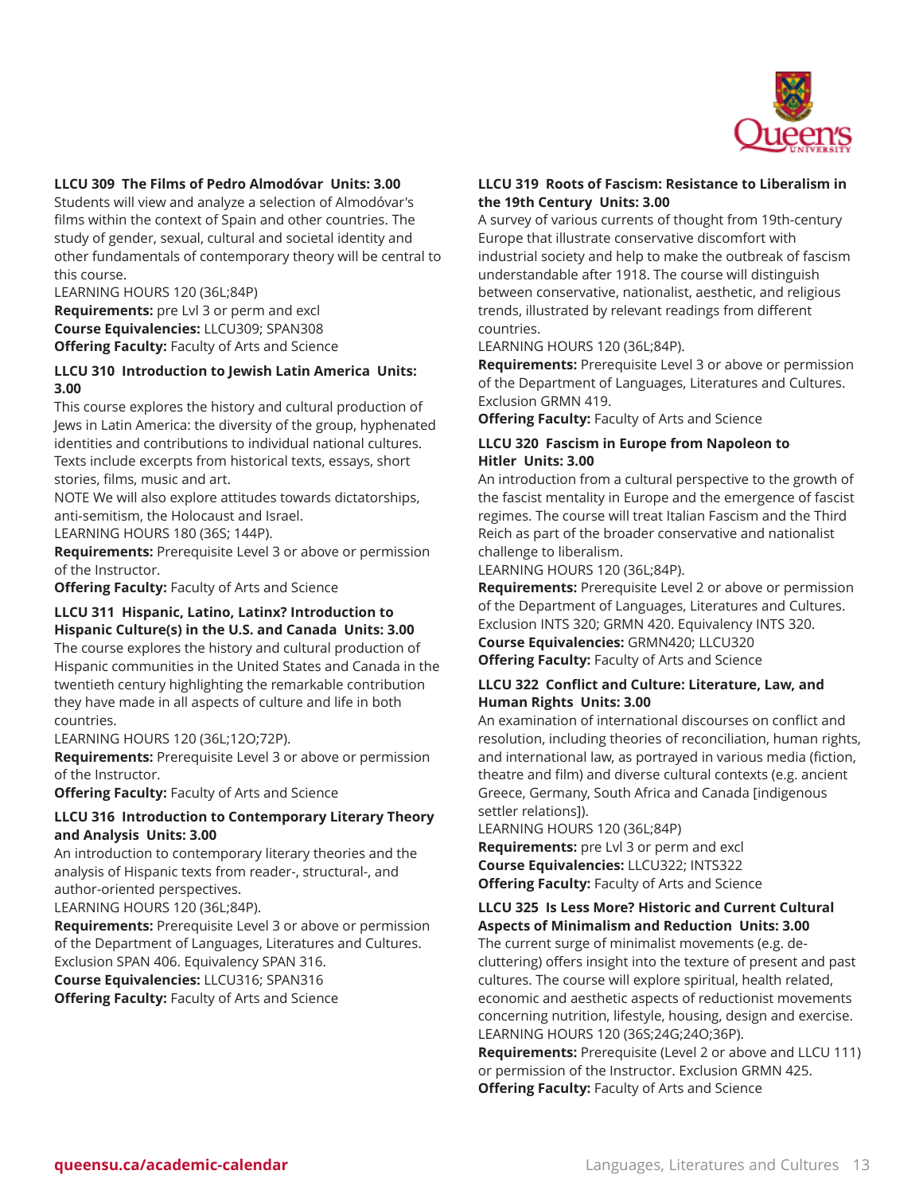### LLCU 309 The Films of Pedro Almodóvar Units: 3.00

Students will view and analyze a selection of Almodóvar's films within the context of Spain and other countries. The study of gender, sexual, cultural and societal identity and other fundamentals of contemporary theory will be central to this course.

LEARNING HOURS 120 (36L;84P)

**Requirements:** pre Lvl 3 or perm and excl
**Course Equivalencies:** LLCU309; SPAN308
**Offering Faculty:** Faculty of Arts and Science

### LLCU 310 Introduction to Jewish Latin America Units: 3.00

This course explores the history and cultural production of Jews in Latin America: the diversity of the group, hyphenated identities and contributions to individual national cultures. Texts include excerpts from historical texts, essays, short stories, films, music and art.

NOTE We will also explore attitudes towards dictatorships, anti-semitism, the Holocaust and Israel.

LEARNING HOURS 180 (36S; 144P).

**Requirements:** Prerequisite Level 3 or above or permission of the Instructor.
**Offering Faculty:** Faculty of Arts and Science

### LLCU 311 Hispanic, Latino, Latinx? Introduction to Hispanic Culture(s) in the U.S. and Canada Units: 3.00

The course explores the history and cultural production of Hispanic communities in the United States and Canada in the twentieth century highlighting the remarkable contribution they have made in all aspects of culture and life in both countries.

LEARNING HOURS 120 (36L;12O;72P).

**Requirements:** Prerequisite Level 3 or above or permission of the Instructor.
**Offering Faculty:** Faculty of Arts and Science

### LLCU 316 Introduction to Contemporary Literary Theory and Analysis Units: 3.00

An introduction to contemporary literary theories and the analysis of Hispanic texts from reader-, structural-, and author-oriented perspectives.

LEARNING HOURS 120 (36L;84P).

**Requirements:** Prerequisite Level 3 or above or permission of the Department of Languages, Literatures and Cultures. Exclusion SPAN 406. Equivalency SPAN 316.
**Course Equivalencies:** LLCU316; SPAN316
**Offering Faculty:** Faculty of Arts and Science

### LLCU 319 Roots of Fascism: Resistance to Liberalism in the 19th Century Units: 3.00

A survey of various currents of thought from 19th-century Europe that illustrate conservative discomfort with industrial society and help to make the outbreak of fascism understandable after 1918. The course will distinguish between conservative, nationalist, aesthetic, and religious trends, illustrated by relevant readings from different countries.

LEARNING HOURS 120 (36L;84P).

**Requirements:** Prerequisite Level 3 or above or permission of the Department of Languages, Literatures and Cultures. Exclusion GRMN 419.
**Offering Faculty:** Faculty of Arts and Science

### LLCU 320 Fascism in Europe from Napoleon to Hitler Units: 3.00

An introduction from a cultural perspective to the growth of the fascist mentality in Europe and the emergence of fascist regimes. The course will treat Italian Fascism and the Third Reich as part of the broader conservative and nationalist challenge to liberalism.

LEARNING HOURS 120 (36L;84P).

**Requirements:** Prerequisite Level 2 or above or permission of the Department of Languages, Literatures and Cultures. Exclusion INTS 320; GRMN 420. Equivalency INTS 320.
**Course Equivalencies:** GRMN420; LLCU320
**Offering Faculty:** Faculty of Arts and Science

### LLCU 322 Conflict and Culture: Literature, Law, and Human Rights Units: 3.00

An examination of international discourses on conflict and resolution, including theories of reconciliation, human rights, and international law, as portrayed in various media (fiction, theatre and film) and diverse cultural contexts (e.g. ancient Greece, Germany, South Africa and Canada [indigenous settler relations]).

LEARNING HOURS 120 (36L;84P)

**Requirements:** pre Lvl 3 or perm and excl
**Course Equivalencies:** LLCU322; INTS322
**Offering Faculty:** Faculty of Arts and Science

### LLCU 325 Is Less More? Historic and Current Cultural Aspects of Minimalism and Reduction Units: 3.00

The current surge of minimalist movements (e.g. de-cluttering) offers insight into the texture of present and past cultures. The course will explore spiritual, health related, economic and aesthetic aspects of reductionist movements concerning nutrition, lifestyle, housing, design and exercise.

LEARNING HOURS 120 (36S;24G;24O;36P).

**Requirements:** Prerequisite (Level 2 or above and LLCU 111) or permission of the Instructor. Exclusion GRMN 425.
**Offering Faculty:** Faculty of Arts and Science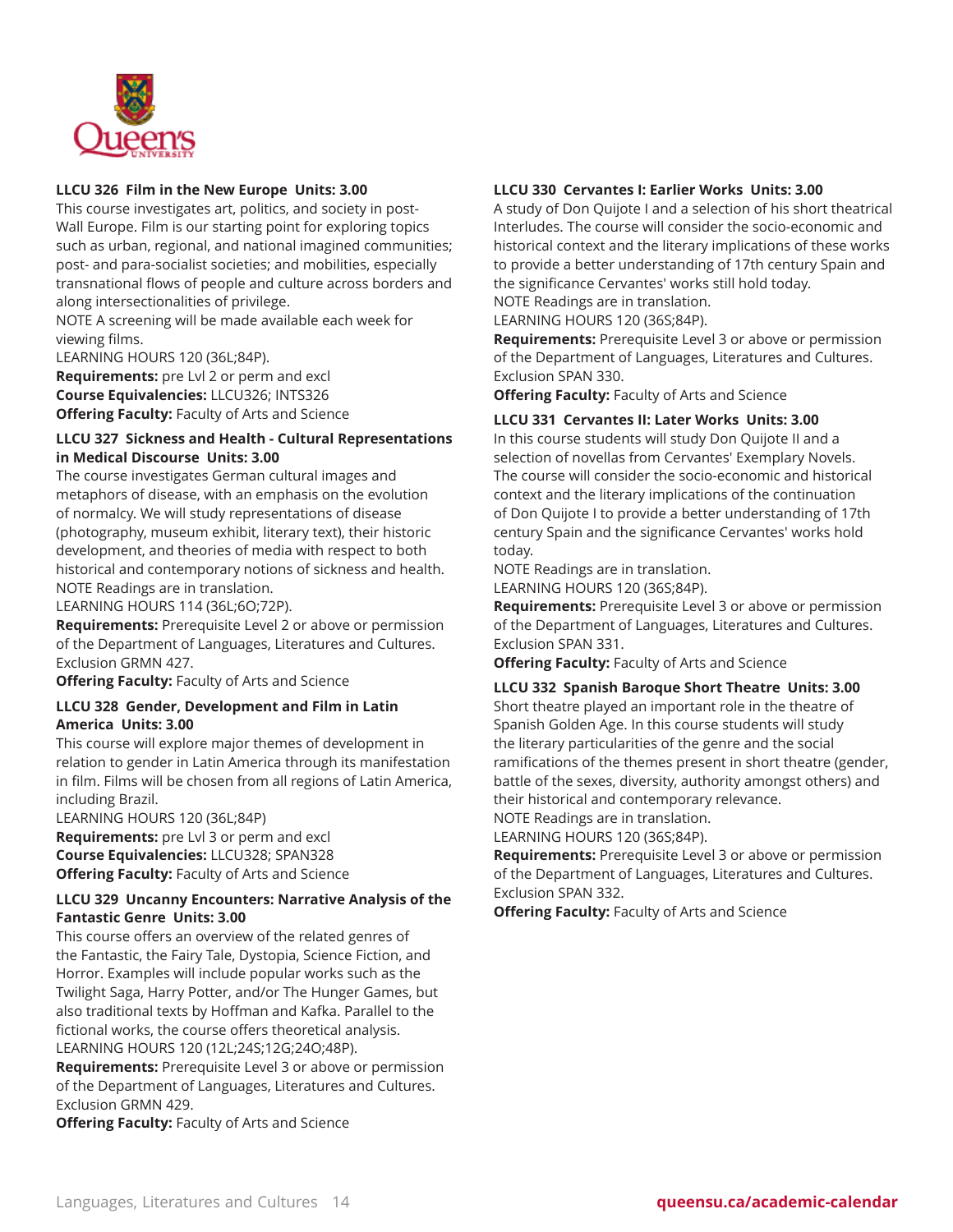### LLCU 326 Film in the New Europe Units: 3.00

This course investigates art, politics, and society in post-Wall Europe. Film is our starting point for exploring topics such as urban, regional, and national imagined communities; post- and para-socialist societies; and mobilities, especially transnational flows of people and culture across borders and along intersectionalities of privilege.
NOTE A screening will be made available each week for viewing films.
LEARNING HOURS 120 (36L;84P).
**Requirements:** pre Lvl 2 or perm and excl
**Course Equivalencies:** LLCU326; INTS326
**Offering Faculty:** Faculty of Arts and Science

### LLCU 327 Sickness and Health - Cultural Representations in Medical Discourse Units: 3.00

The course investigates German cultural images and metaphors of disease, with an emphasis on the evolution of normalcy. We will study representations of disease (photography, museum exhibit, literary text), their historic development, and theories of media with respect to both historical and contemporary notions of sickness and health.
NOTE Readings are in translation.
LEARNING HOURS 114 (36L;6O;72P).
**Requirements:** Prerequisite Level 2 or above or permission of the Department of Languages, Literatures and Cultures. Exclusion GRMN 427.
**Offering Faculty:** Faculty of Arts and Science

### LLCU 328 Gender, Development and Film in Latin America Units: 3.00

This course will explore major themes of development in relation to gender in Latin America through its manifestation in film. Films will be chosen from all regions of Latin America, including Brazil.
LEARNING HOURS 120 (36L;84P)
**Requirements:** pre Lvl 3 or perm and excl
**Course Equivalencies:** LLCU328; SPAN328
**Offering Faculty:** Faculty of Arts and Science

### LLCU 329 Uncanny Encounters: Narrative Analysis of the Fantastic Genre Units: 3.00

This course offers an overview of the related genres of the Fantastic, the Fairy Tale, Dystopia, Science Fiction, and Horror. Examples will include popular works such as the Twilight Saga, Harry Potter, and/or The Hunger Games, but also traditional texts by Hoffman and Kafka. Parallel to the fictional works, the course offers theoretical analysis.
LEARNING HOURS 120 (12L;24S;12G;24O;48P).
**Requirements:** Prerequisite Level 3 or above or permission of the Department of Languages, Literatures and Cultures. Exclusion GRMN 429.
**Offering Faculty:** Faculty of Arts and Science

### LLCU 330 Cervantes I: Earlier Works Units: 3.00

A study of Don Quijote I and a selection of his short theatrical Interludes. The course will consider the socio-economic and historical context and the literary implications of these works to provide a better understanding of 17th century Spain and the significance Cervantes' works still hold today.
NOTE Readings are in translation.
LEARNING HOURS 120 (36S;84P).
**Requirements:** Prerequisite Level 3 or above or permission of the Department of Languages, Literatures and Cultures. Exclusion SPAN 330.
**Offering Faculty:** Faculty of Arts and Science

### LLCU 331 Cervantes II: Later Works Units: 3.00

In this course students will study Don Quijote II and a selection of novellas from Cervantes' Exemplary Novels. The course will consider the socio-economic and historical context and the literary implications of the continuation of Don Quijote I to provide a better understanding of 17th century Spain and the significance Cervantes' works hold today.
NOTE Readings are in translation.
LEARNING HOURS 120 (36S;84P).
**Requirements:** Prerequisite Level 3 or above or permission of the Department of Languages, Literatures and Cultures. Exclusion SPAN 331.
**Offering Faculty:** Faculty of Arts and Science

### LLCU 332 Spanish Baroque Short Theatre Units: 3.00

Short theatre played an important role in the theatre of Spanish Golden Age. In this course students will study the literary particularities of the genre and the social ramifications of the themes present in short theatre (gender, battle of the sexes, diversity, authority amongst others) and their historical and contemporary relevance.
NOTE Readings are in translation.
LEARNING HOURS 120 (36S;84P).
**Requirements:** Prerequisite Level 3 or above or permission of the Department of Languages, Literatures and Cultures. Exclusion SPAN 332.
**Offering Faculty:** Faculty of Arts and Science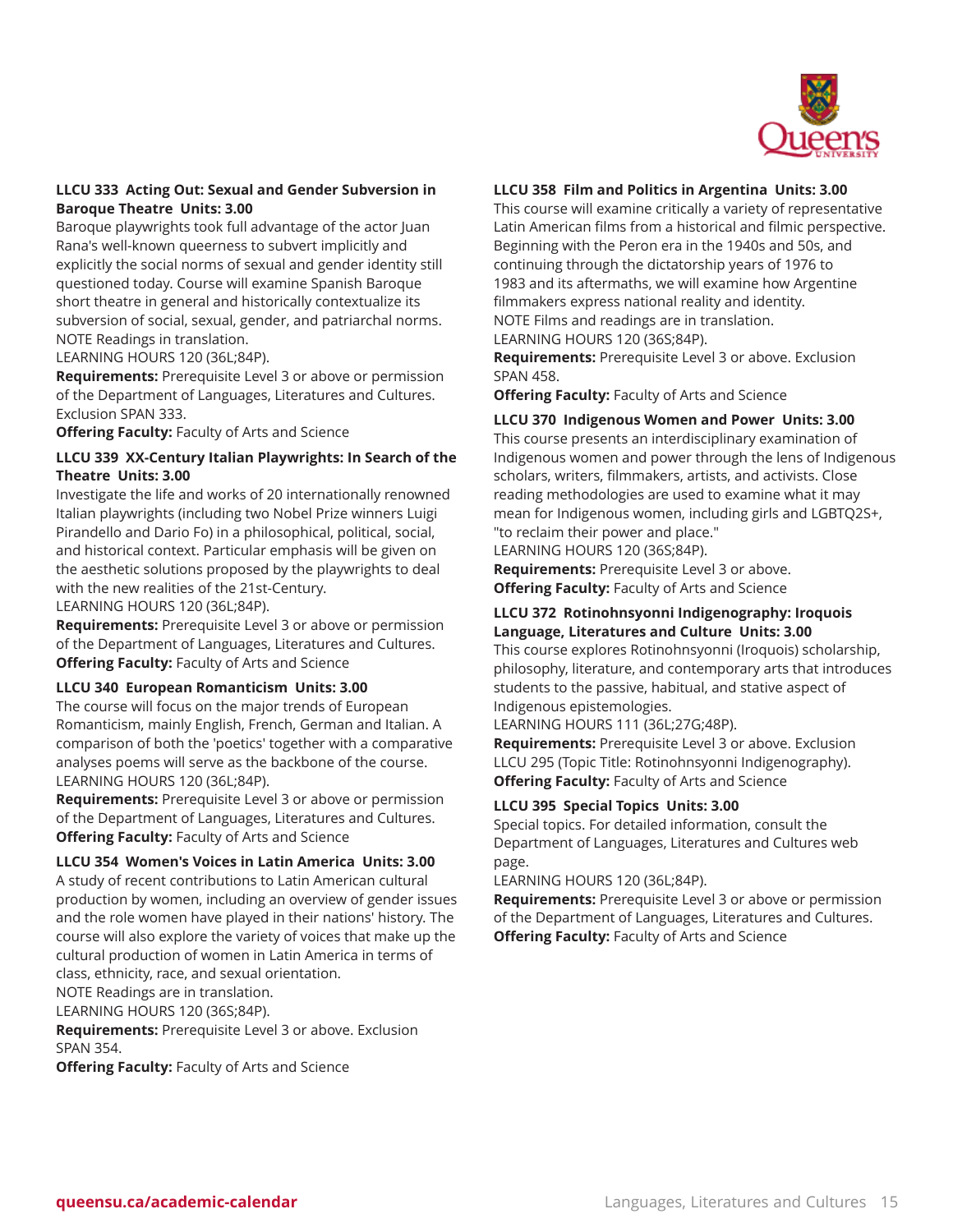**LLCU 333 Acting Out: Sexual and Gender Subversion in Baroque Theatre Units: 3.00**
Baroque playwrights took full advantage of the actor Juan Rana's well-known queerness to subvert implicitly and explicitly the social norms of sexual and gender identity still questioned today. Course will examine Spanish Baroque short theatre in general and historically contextualize its subversion of social, sexual, gender, and patriarchal norms.
NOTE Readings in translation.
LEARNING HOURS 120 (36L;84P).
**Requirements:** Prerequisite Level 3 or above or permission of the Department of Languages, Literatures and Cultures. Exclusion SPAN 333.
**Offering Faculty:** Faculty of Arts and Science

**LLCU 339 XX-Century Italian Playwrights: In Search of the Theatre Units: 3.00**
Investigate the life and works of 20 internationally renowned Italian playwrights (including two Nobel Prize winners Luigi Pirandello and Dario Fo) in a philosophical, political, social, and historical context. Particular emphasis will be given on the aesthetic solutions proposed by the playwrights to deal with the new realities of the 21st-Century.
LEARNING HOURS 120 (36L;84P).
**Requirements:** Prerequisite Level 3 or above or permission of the Department of Languages, Literatures and Cultures.
**Offering Faculty:** Faculty of Arts and Science

**LLCU 340 European Romanticism Units: 3.00**
The course will focus on the major trends of European Romanticism, mainly English, French, German and Italian. A comparison of both the 'poetics' together with a comparative analyses poems will serve as the backbone of the course.
LEARNING HOURS 120 (36L;84P).
**Requirements:** Prerequisite Level 3 or above or permission of the Department of Languages, Literatures and Cultures.
**Offering Faculty:** Faculty of Arts and Science

**LLCU 354 Women's Voices in Latin America Units: 3.00**
A study of recent contributions to Latin American cultural production by women, including an overview of gender issues and the role women have played in their nations' history. The course will also explore the variety of voices that make up the cultural production of women in Latin America in terms of class, ethnicity, race, and sexual orientation.
NOTE Readings are in translation.
LEARNING HOURS 120 (36S;84P).
**Requirements:** Prerequisite Level 3 or above. Exclusion SPAN 354.
**Offering Faculty:** Faculty of Arts and Science

**LLCU 358 Film and Politics in Argentina Units: 3.00**
This course will examine critically a variety of representative Latin American films from a historical and filmic perspective. Beginning with the Peron era in the 1940s and 50s, and continuing through the dictatorship years of 1976 to 1983 and its aftermaths, we will examine how Argentine filmmakers express national reality and identity.
NOTE Films and readings are in translation.
LEARNING HOURS 120 (36S;84P).
**Requirements:** Prerequisite Level 3 or above. Exclusion SPAN 458.
**Offering Faculty:** Faculty of Arts and Science

**LLCU 370 Indigenous Women and Power Units: 3.00**
This course presents an interdisciplinary examination of Indigenous women and power through the lens of Indigenous scholars, writers, filmmakers, artists, and activists. Close reading methodologies are used to examine what it may mean for Indigenous women, including girls and LGBTQ2S+, "to reclaim their power and place."
LEARNING HOURS 120 (36S;84P).
**Requirements:** Prerequisite Level 3 or above.
**Offering Faculty:** Faculty of Arts and Science

**LLCU 372 Rotinohnsyonni Indigenography: Iroquois Language, Literatures and Culture Units: 3.00**
This course explores Rotinohnsyonni (Iroquois) scholarship, philosophy, literature, and contemporary arts that introduces students to the passive, habitual, and stative aspect of Indigenous epistemologies.
LEARNING HOURS 111 (36L;27G;48P).
**Requirements:** Prerequisite Level 3 or above. Exclusion LLCU 295 (Topic Title: Rotinohnsyonni Indigenography).
**Offering Faculty:** Faculty of Arts and Science

**LLCU 395 Special Topics Units: 3.00**
Special topics. For detailed information, consult the Department of Languages, Literatures and Cultures web page.
LEARNING HOURS 120 (36L;84P).
**Requirements:** Prerequisite Level 3 or above or permission of the Department of Languages, Literatures and Cultures.
**Offering Faculty:** Faculty of Arts and Science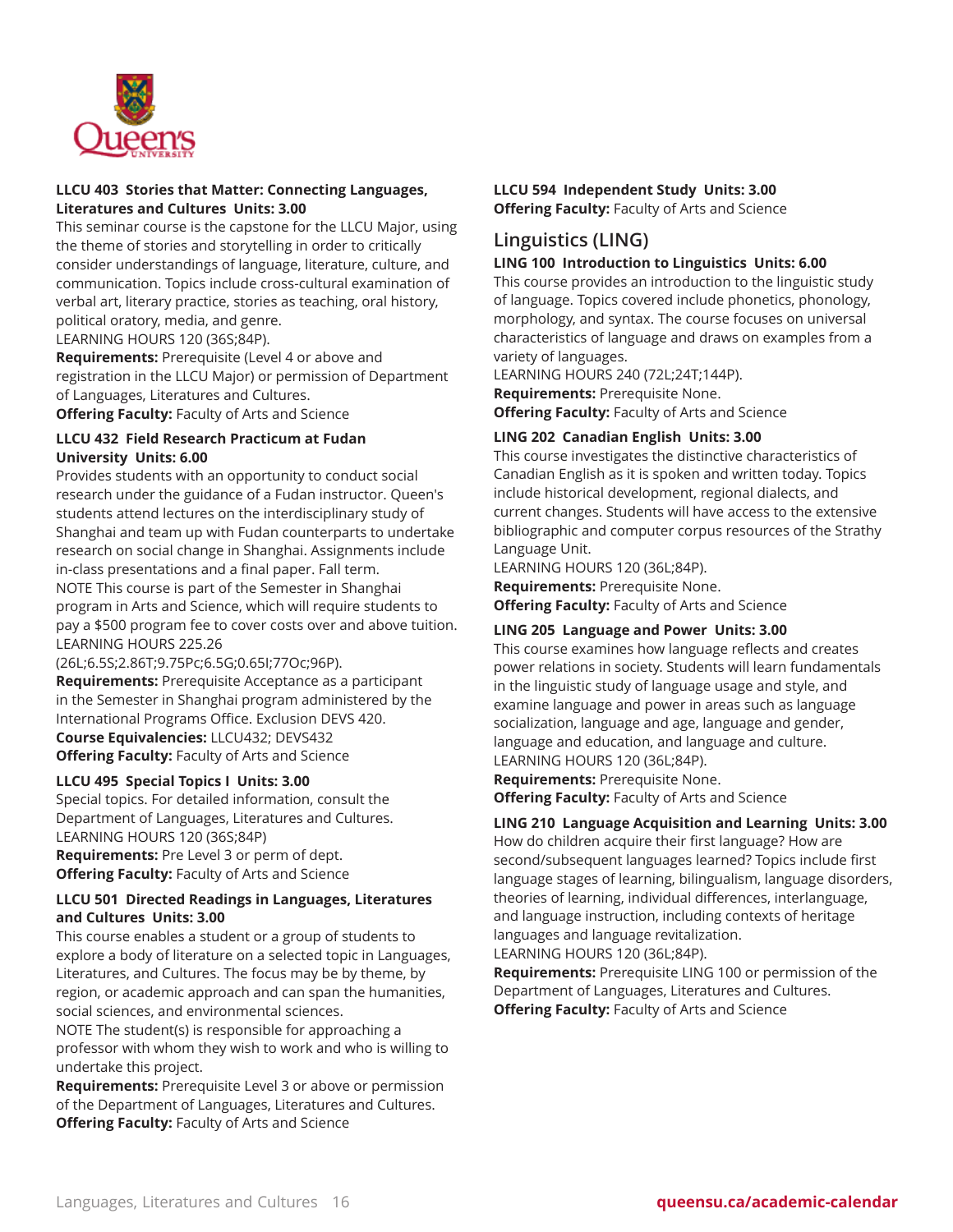**LLCU 403 Stories that Matter: Connecting Languages, Literatures and Cultures Units: 3.00**
This seminar course is the capstone for the LLCU Major, using the theme of stories and storytelling in order to critically consider understandings of language, literature, culture, and communication. Topics include cross-cultural examination of verbal art, literary practice, stories as teaching, oral history, political oratory, media, and genre.
LEARNING HOURS 120 (36S;84P).
**Requirements:** Prerequisite (Level 4 or above and registration in the LLCU Major) or permission of Department of Languages, Literatures and Cultures.
**Offering Faculty:** Faculty of Arts and Science

**LLCU 432 Field Research Practicum at Fudan University Units: 6.00**
Provides students with an opportunity to conduct social research under the guidance of a Fudan instructor. Queen's students attend lectures on the interdisciplinary study of Shanghai and team up with Fudan counterparts to undertake research on social change in Shanghai. Assignments include in-class presentations and a final paper. Fall term.
NOTE This course is part of the Semester in Shanghai program in Arts and Science, which will require students to pay a $500 program fee to cover costs over and above tuition.
LEARNING HOURS 225.26 (26L;6.5S;2.86T;9.75Pc;6.5G;0.65I;77Oc;96P).
**Requirements:** Prerequisite Acceptance as a participant in the Semester in Shanghai program administered by the International Programs Office. Exclusion DEVS 420.
**Course Equivalencies:** LLCU432; DEVS432
**Offering Faculty:** Faculty of Arts and Science

**LLCU 495 Special Topics I Units: 3.00**
Special topics. For detailed information, consult the Department of Languages, Literatures and Cultures.
LEARNING HOURS 120 (36S;84P)
**Requirements:** Pre Level 3 or perm of dept.
**Offering Faculty:** Faculty of Arts and Science

**LLCU 501 Directed Readings in Languages, Literatures and Cultures Units: 3.00**
This course enables a student or a group of students to explore a body of literature on a selected topic in Languages, Literatures, and Cultures. The focus may be by theme, by region, or academic approach and can span the humanities, social sciences, and environmental sciences.
NOTE The student(s) is responsible for approaching a professor with whom they wish to work and who is willing to undertake this project.
**Requirements:** Prerequisite Level 3 or above or permission of the Department of Languages, Literatures and Cultures.
**Offering Faculty:** Faculty of Arts and Science

**LLCU 594 Independent Study Units: 3.00**
**Offering Faculty:** Faculty of Arts and Science

## Linguistics (LING)

**LING 100 Introduction to Linguistics Units: 6.00**
This course provides an introduction to the linguistic study of language. Topics covered include phonetics, phonology, morphology, and syntax. The course focuses on universal characteristics of language and draws on examples from a variety of languages.
LEARNING HOURS 240 (72L;24T;144P).
**Requirements:** Prerequisite None.
**Offering Faculty:** Faculty of Arts and Science

**LING 202 Canadian English Units: 3.00**
This course investigates the distinctive characteristics of Canadian English as it is spoken and written today. Topics include historical development, regional dialects, and current changes. Students will have access to the extensive bibliographic and computer corpus resources of the Strathy Language Unit.
LEARNING HOURS 120 (36L;84P).
**Requirements:** Prerequisite None.
**Offering Faculty:** Faculty of Arts and Science

**LING 205 Language and Power Units: 3.00**
This course examines how language reflects and creates power relations in society. Students will learn fundamentals in the linguistic study of language usage and style, and examine language and power in areas such as language socialization, language and age, language and gender, language and education, and language and culture.
LEARNING HOURS 120 (36L;84P).
**Requirements:** Prerequisite None.
**Offering Faculty:** Faculty of Arts and Science

**LING 210 Language Acquisition and Learning Units: 3.00**
How do children acquire their first language? How are second/subsequent languages learned? Topics include first language stages of learning, bilingualism, language disorders, theories of learning, individual differences, interlanguage, and language instruction, including contexts of heritage languages and language revitalization.
LEARNING HOURS 120 (36L;84P).
**Requirements:** Prerequisite LING 100 or permission of the Department of Languages, Literatures and Cultures.
**Offering Faculty:** Faculty of Arts and Science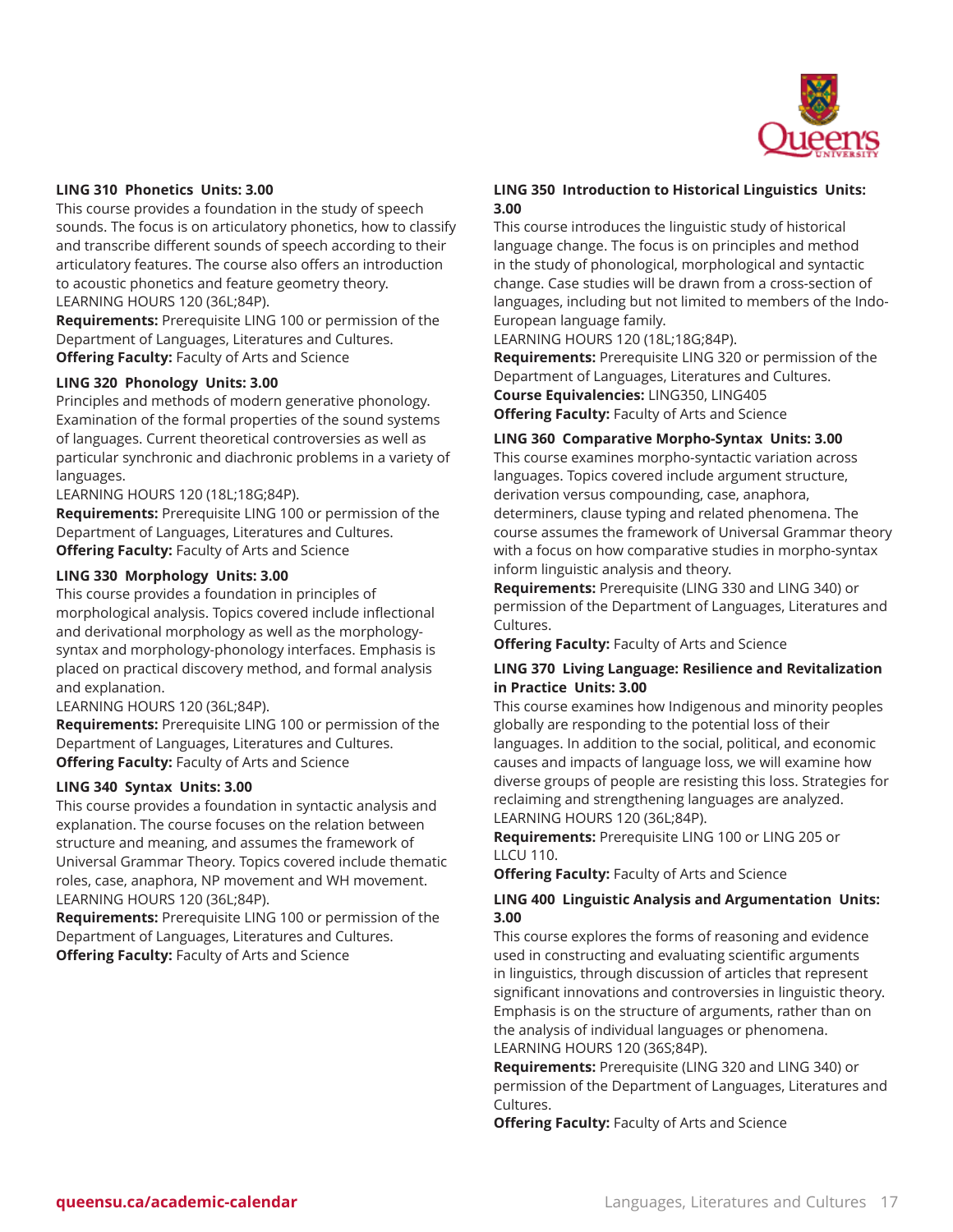**LING 310 Phonetics Units: 3.00**
This course provides a foundation in the study of speech sounds. The focus is on articulatory phonetics, how to classify and transcribe different sounds of speech according to their articulatory features. The course also offers an introduction to acoustic phonetics and feature geometry theory.
LEARNING HOURS 120 (36L;84P).
**Requirements:** Prerequisite LING 100 or permission of the Department of Languages, Literatures and Cultures.
**Offering Faculty:** Faculty of Arts and Science

**LING 320 Phonology Units: 3.00**
Principles and methods of modern generative phonology. Examination of the formal properties of the sound systems of languages. Current theoretical controversies as well as particular synchronic and diachronic problems in a variety of languages.
LEARNING HOURS 120 (18L;18G;84P).
**Requirements:** Prerequisite LING 100 or permission of the Department of Languages, Literatures and Cultures.
**Offering Faculty:** Faculty of Arts and Science

**LING 330 Morphology Units: 3.00**
This course provides a foundation in principles of morphological analysis. Topics covered include inflectional and derivational morphology as well as the morphology-syntax and morphology-phonology interfaces. Emphasis is placed on practical discovery method, and formal analysis and explanation.
LEARNING HOURS 120 (36L;84P).
**Requirements:** Prerequisite LING 100 or permission of the Department of Languages, Literatures and Cultures.
**Offering Faculty:** Faculty of Arts and Science

**LING 340 Syntax Units: 3.00**
This course provides a foundation in syntactic analysis and explanation. The course focuses on the relation between structure and meaning, and assumes the framework of Universal Grammar Theory. Topics covered include thematic roles, case, anaphora, NP movement and WH movement.
LEARNING HOURS 120 (36L;84P).
**Requirements:** Prerequisite LING 100 or permission of the Department of Languages, Literatures and Cultures.
**Offering Faculty:** Faculty of Arts and Science

**LING 350 Introduction to Historical Linguistics Units: 3.00**
This course introduces the linguistic study of historical language change. The focus is on principles and method in the study of phonological, morphological and syntactic change. Case studies will be drawn from a cross-section of languages, including but not limited to members of the Indo-European language family.
LEARNING HOURS 120 (18L;18G;84P).
**Requirements:** Prerequisite LING 320 or permission of the Department of Languages, Literatures and Cultures.
**Course Equivalencies:** LING350, LING405
**Offering Faculty:** Faculty of Arts and Science

**LING 360 Comparative Morpho-Syntax Units: 3.00**
This course examines morpho-syntactic variation across languages. Topics covered include argument structure, derivation versus compounding, case, anaphora, determiners, clause typing and related phenomena. The course assumes the framework of Universal Grammar theory with a focus on how comparative studies in morpho-syntax inform linguistic analysis and theory.
**Requirements:** Prerequisite (LING 330 and LING 340) or permission of the Department of Languages, Literatures and Cultures.
**Offering Faculty:** Faculty of Arts and Science

**LING 370 Living Language: Resilience and Revitalization in Practice Units: 3.00**
This course examines how Indigenous and minority peoples globally are responding to the potential loss of their languages. In addition to the social, political, and economic causes and impacts of language loss, we will examine how diverse groups of people are resisting this loss. Strategies for reclaiming and strengthening languages are analyzed.
LEARNING HOURS 120 (36L;84P).
**Requirements:** Prerequisite LING 100 or LING 205 or LLCU 110.
**Offering Faculty:** Faculty of Arts and Science

**LING 400 Linguistic Analysis and Argumentation Units: 3.00**
This course explores the forms of reasoning and evidence used in constructing and evaluating scientific arguments in linguistics, through discussion of articles that represent significant innovations and controversies in linguistic theory. Emphasis is on the structure of arguments, rather than on the analysis of individual languages or phenomena.
LEARNING HOURS 120 (36S;84P).
**Requirements:** Prerequisite (LING 320 and LING 340) or permission of the Department of Languages, Literatures and Cultures.
**Offering Faculty:** Faculty of Arts and Science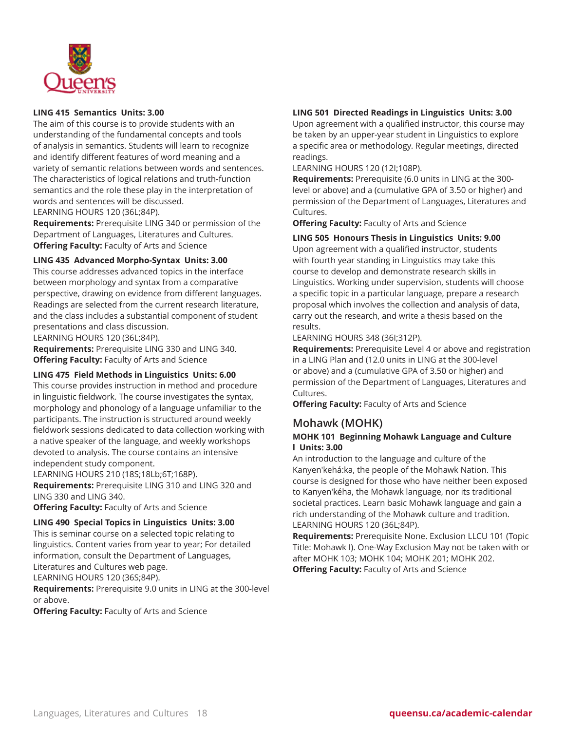**LING 415 Semantics Units: 3.00**
The aim of this course is to provide students with an understanding of the fundamental concepts and tools of analysis in semantics. Students will learn to recognize and identify different features of word meaning and a variety of semantic relations between words and sentences. The characteristics of logical relations and truth-function semantics and the role these play in the interpretation of words and sentences will be discussed.
LEARNING HOURS 120 (36L;84P).
**Requirements:** Prerequisite LING 340 or permission of the Department of Languages, Literatures and Cultures.
**Offering Faculty:** Faculty of Arts and Science

**LING 435 Advanced Morpho-Syntax Units: 3.00**
This course addresses advanced topics in the interface between morphology and syntax from a comparative perspective, drawing on evidence from different languages. Readings are selected from the current research literature, and the class includes a substantial component of student presentations and class discussion.
LEARNING HOURS 120 (36L;84P).
**Requirements:** Prerequisite LING 330 and LING 340.
**Offering Faculty:** Faculty of Arts and Science

**LING 475 Field Methods in Linguistics Units: 6.00**
This course provides instruction in method and procedure in linguistic fieldwork. The course investigates the syntax, morphology and phonology of a language unfamiliar to the participants. The instruction is structured around weekly fieldwork sessions dedicated to data collection working with a native speaker of the language, and weekly workshops devoted to analysis. The course contains an intensive independent study component.
LEARNING HOURS 210 (18S;18Lb;6T;168P).
**Requirements:** Prerequisite LING 310 and LING 320 and LING 330 and LING 340.
**Offering Faculty:** Faculty of Arts and Science

**LING 490 Special Topics in Linguistics Units: 3.00**
This is seminar course on a selected topic relating to linguistics. Content varies from year to year; For detailed information, consult the Department of Languages, Literatures and Cultures web page.
LEARNING HOURS 120 (36S;84P).
**Requirements:** Prerequisite 9.0 units in LING at the 300-level or above.
**Offering Faculty:** Faculty of Arts and Science

**LING 501 Directed Readings in Linguistics Units: 3.00**
Upon agreement with a qualified instructor, this course may be taken by an upper-year student in Linguistics to explore a specific area or methodology. Regular meetings, directed readings.
LEARNING HOURS 120 (12I;108P).
**Requirements:** Prerequisite (6.0 units in LING at the 300-level or above) and a (cumulative GPA of 3.50 or higher) and permission of the Department of Languages, Literatures and Cultures.
**Offering Faculty:** Faculty of Arts and Science

**LING 505 Honours Thesis in Linguistics Units: 9.00**
Upon agreement with a qualified instructor, students with fourth year standing in Linguistics may take this course to develop and demonstrate research skills in Linguistics. Working under supervision, students will choose a specific topic in a particular language, prepare a research proposal which involves the collection and analysis of data, carry out the research, and write a thesis based on the results.
LEARNING HOURS 348 (36I;312P).
**Requirements:** Prerequisite Level 4 or above and registration in a LING Plan and (12.0 units in LING at the 300-level or above) and a (cumulative GPA of 3.50 or higher) and permission of the Department of Languages, Literatures and Cultures.
**Offering Faculty:** Faculty of Arts and Science

## Mohawk (MOHK)

**MOHK 101 Beginning Mohawk Language and Culture I Units: 3.00**
An introduction to the language and culture of the Kanyen'kehá:ka, the people of the Mohawk Nation. This course is designed for those who have neither been exposed to Kanyen'kéha, the Mohawk language, nor its traditional societal practices. Learn basic Mohawk language and gain a rich understanding of the Mohawk culture and tradition.
LEARNING HOURS 120 (36L;84P).
**Requirements:** Prerequisite None. Exclusion LLCU 101 (Topic Title: Mohawk I). One-Way Exclusion May not be taken with or after MOHK 103; MOHK 104; MOHK 201; MOHK 202.
**Offering Faculty:** Faculty of Arts and Science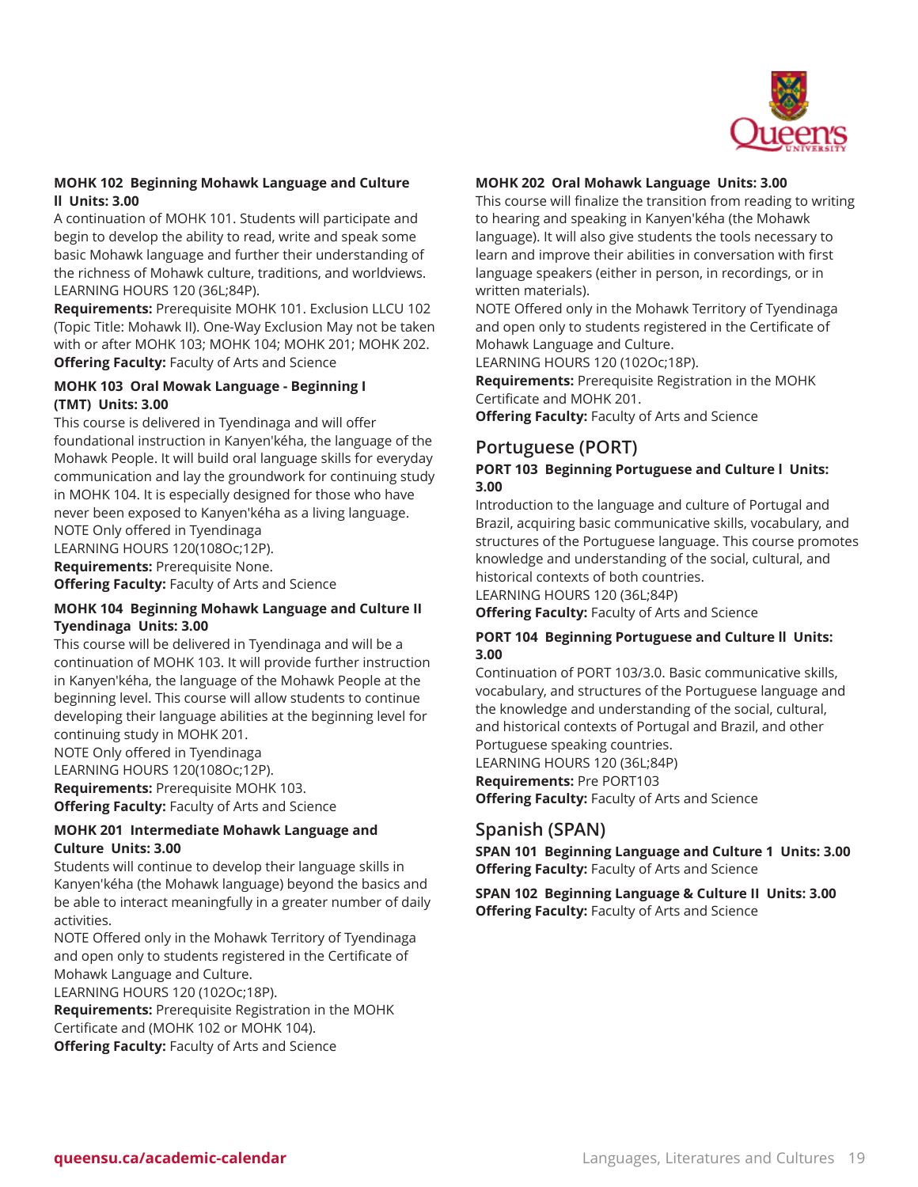**MOHK 102 Beginning Mohawk Language and Culture ll Units: 3.00**
A continuation of MOHK 101. Students will participate and begin to develop the ability to read, write and speak some basic Mohawk language and further their understanding of the richness of Mohawk culture, traditions, and worldviews.
LEARNING HOURS 120 (36L;84P).
**Requirements:** Prerequisite MOHK 101. Exclusion LLCU 102 (Topic Title: Mohawk II). One-Way Exclusion May not be taken with or after MOHK 103; MOHK 104; MOHK 201; MOHK 202.
**Offering Faculty:** Faculty of Arts and Science

**MOHK 103 Oral Mowak Language - Beginning I (TMT) Units: 3.00**
This course is delivered in Tyendinaga and will offer foundational instruction in Kanyen'kéha, the language of the Mohawk People. It will build oral language skills for everyday communication and lay the groundwork for continuing study in MOHK 104. It is especially designed for those who have never been exposed to Kanyen'kéha as a living language.
NOTE Only offered in Tyendinaga
LEARNING HOURS 120(108Oc;12P).
**Requirements:** Prerequisite None.
**Offering Faculty:** Faculty of Arts and Science

**MOHK 104 Beginning Mohawk Language and Culture II Tyendinaga Units: 3.00**
This course will be delivered in Tyendinaga and will be a continuation of MOHK 103. It will provide further instruction in Kanyen'kéha, the language of the Mohawk People at the beginning level. This course will allow students to continue developing their language abilities at the beginning level for continuing study in MOHK 201.
NOTE Only offered in Tyendinaga
LEARNING HOURS 120(108Oc;12P).
**Requirements:** Prerequisite MOHK 103.
**Offering Faculty:** Faculty of Arts and Science

**MOHK 201 Intermediate Mohawk Language and Culture Units: 3.00**
Students will continue to develop their language skills in Kanyen'kéha (the Mohawk language) beyond the basics and be able to interact meaningfully in a greater number of daily activities.
NOTE Offered only in the Mohawk Territory of Tyendinaga and open only to students registered in the Certificate of Mohawk Language and Culture.
LEARNING HOURS 120 (102Oc;18P).
**Requirements:** Prerequisite Registration in the MOHK Certificate and (MOHK 102 or MOHK 104).
**Offering Faculty:** Faculty of Arts and Science

**MOHK 202 Oral Mohawk Language Units: 3.00**
This course will finalize the transition from reading to writing to hearing and speaking in Kanyen'kéha (the Mohawk language). It will also give students the tools necessary to learn and improve their abilities in conversation with first language speakers (either in person, in recordings, or in written materials).
NOTE Offered only in the Mohawk Territory of Tyendinaga and open only to students registered in the Certificate of Mohawk Language and Culture.
LEARNING HOURS 120 (102Oc;18P).
**Requirements:** Prerequisite Registration in the MOHK Certificate and MOHK 201.
**Offering Faculty:** Faculty of Arts and Science

## Portuguese (PORT)

**PORT 103 Beginning Portuguese and Culture l Units: 3.00**
Introduction to the language and culture of Portugal and Brazil, acquiring basic communicative skills, vocabulary, and structures of the Portuguese language. This course promotes knowledge and understanding of the social, cultural, and historical contexts of both countries.
LEARNING HOURS 120 (36L;84P)
**Offering Faculty:** Faculty of Arts and Science

**PORT 104 Beginning Portuguese and Culture ll Units: 3.00**
Continuation of PORT 103/3.0. Basic communicative skills, vocabulary, and structures of the Portuguese language and the knowledge and understanding of the social, cultural, and historical contexts of Portugal and Brazil, and other Portuguese speaking countries.
LEARNING HOURS 120 (36L;84P)
**Requirements:** Pre PORT103
**Offering Faculty:** Faculty of Arts and Science

## Spanish (SPAN)

**SPAN 101 Beginning Language and Culture 1 Units: 3.00**
**Offering Faculty:** Faculty of Arts and Science

**SPAN 102 Beginning Language & Culture II Units: 3.00**
**Offering Faculty:** Faculty of Arts and Science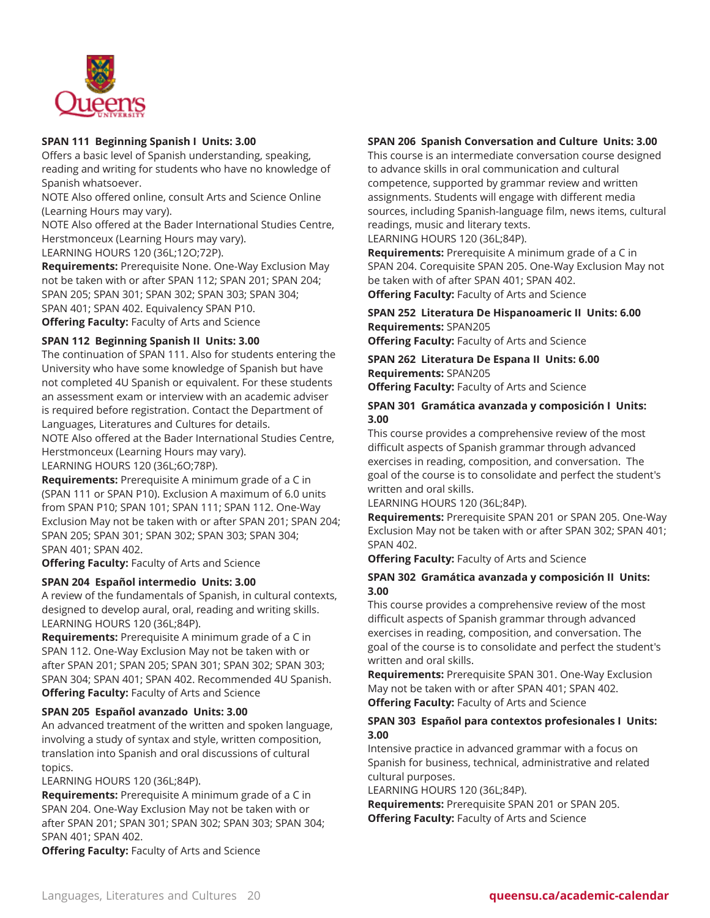**SPAN 111 Beginning Spanish I Units: 3.00**
Offers a basic level of Spanish understanding, speaking, reading and writing for students who have no knowledge of Spanish whatsoever.
NOTE Also offered online, consult Arts and Science Online (Learning Hours may vary).
NOTE Also offered at the Bader International Studies Centre, Herstmonceux (Learning Hours may vary).
LEARNING HOURS 120 (36L;12O;72P).
**Requirements:** Prerequisite None. One-Way Exclusion May not be taken with or after SPAN 112; SPAN 201; SPAN 204; SPAN 205; SPAN 301; SPAN 302; SPAN 303; SPAN 304; SPAN 401; SPAN 402. Equivalency SPAN P10.
**Offering Faculty:** Faculty of Arts and Science

**SPAN 112 Beginning Spanish II Units: 3.00**
The continuation of SPAN 111. Also for students entering the University who have some knowledge of Spanish but have not completed 4U Spanish or equivalent. For these students an assessment exam or interview with an academic adviser is required before registration. Contact the Department of Languages, Literatures and Cultures for details.
NOTE Also offered at the Bader International Studies Centre, Herstmonceux (Learning Hours may vary).
LEARNING HOURS 120 (36L;6O;78P).
**Requirements:** Prerequisite A minimum grade of a C in (SPAN 111 or SPAN P10). Exclusion A maximum of 6.0 units from SPAN P10; SPAN 101; SPAN 111; SPAN 112. One-Way Exclusion May not be taken with or after SPAN 201; SPAN 204; SPAN 205; SPAN 301; SPAN 302; SPAN 303; SPAN 304; SPAN 401; SPAN 402.
**Offering Faculty:** Faculty of Arts and Science

**SPAN 204 Español intermedio Units: 3.00**
A review of the fundamentals of Spanish, in cultural contexts, designed to develop aural, oral, reading and writing skills.
LEARNING HOURS 120 (36L;84P).
**Requirements:** Prerequisite A minimum grade of a C in SPAN 112. One-Way Exclusion May not be taken with or after SPAN 201; SPAN 205; SPAN 301; SPAN 302; SPAN 303; SPAN 304; SPAN 401; SPAN 402. Recommended 4U Spanish.
**Offering Faculty:** Faculty of Arts and Science

**SPAN 205 Español avanzado Units: 3.00**
An advanced treatment of the written and spoken language, involving a study of syntax and style, written composition, translation into Spanish and oral discussions of cultural topics.
LEARNING HOURS 120 (36L;84P).
**Requirements:** Prerequisite A minimum grade of a C in SPAN 204. One-Way Exclusion May not be taken with or after SPAN 201; SPAN 301; SPAN 302; SPAN 303; SPAN 304; SPAN 401; SPAN 402.
**Offering Faculty:** Faculty of Arts and Science

**SPAN 206 Spanish Conversation and Culture Units: 3.00**
This course is an intermediate conversation course designed to advance skills in oral communication and cultural competence, supported by grammar review and written assignments. Students will engage with different media sources, including Spanish-language film, news items, cultural readings, music and literary texts.
LEARNING HOURS 120 (36L;84P).
**Requirements:** Prerequisite A minimum grade of a C in SPAN 204. Corequisite SPAN 205. One-Way Exclusion May not be taken with of after SPAN 401; SPAN 402.
**Offering Faculty:** Faculty of Arts and Science

**SPAN 252 Literatura De Hispanoameric II Units: 6.00**
**Requirements:** SPAN205
**Offering Faculty:** Faculty of Arts and Science

**SPAN 262 Literatura De Espana II Units: 6.00**
**Requirements:** SPAN205
**Offering Faculty:** Faculty of Arts and Science

**SPAN 301 Gramática avanzada y composición I Units: 3.00**
This course provides a comprehensive review of the most difficult aspects of Spanish grammar through advanced exercises in reading, composition, and conversation. The goal of the course is to consolidate and perfect the student's written and oral skills.
LEARNING HOURS 120 (36L;84P).
**Requirements:** Prerequisite SPAN 201 or SPAN 205. One-Way Exclusion May not be taken with or after SPAN 302; SPAN 401; SPAN 402.
**Offering Faculty:** Faculty of Arts and Science

**SPAN 302 Gramática avanzada y composición II Units: 3.00**
This course provides a comprehensive review of the most difficult aspects of Spanish grammar through advanced exercises in reading, composition, and conversation. The goal of the course is to consolidate and perfect the student's written and oral skills.
**Requirements:** Prerequisite SPAN 301. One-Way Exclusion May not be taken with or after SPAN 401; SPAN 402.
**Offering Faculty:** Faculty of Arts and Science

**SPAN 303 Español para contextos profesionales I Units: 3.00**
Intensive practice in advanced grammar with a focus on Spanish for business, technical, administrative and related cultural purposes.
LEARNING HOURS 120 (36L;84P).
**Requirements:** Prerequisite SPAN 201 or SPAN 205.
**Offering Faculty:** Faculty of Arts and Science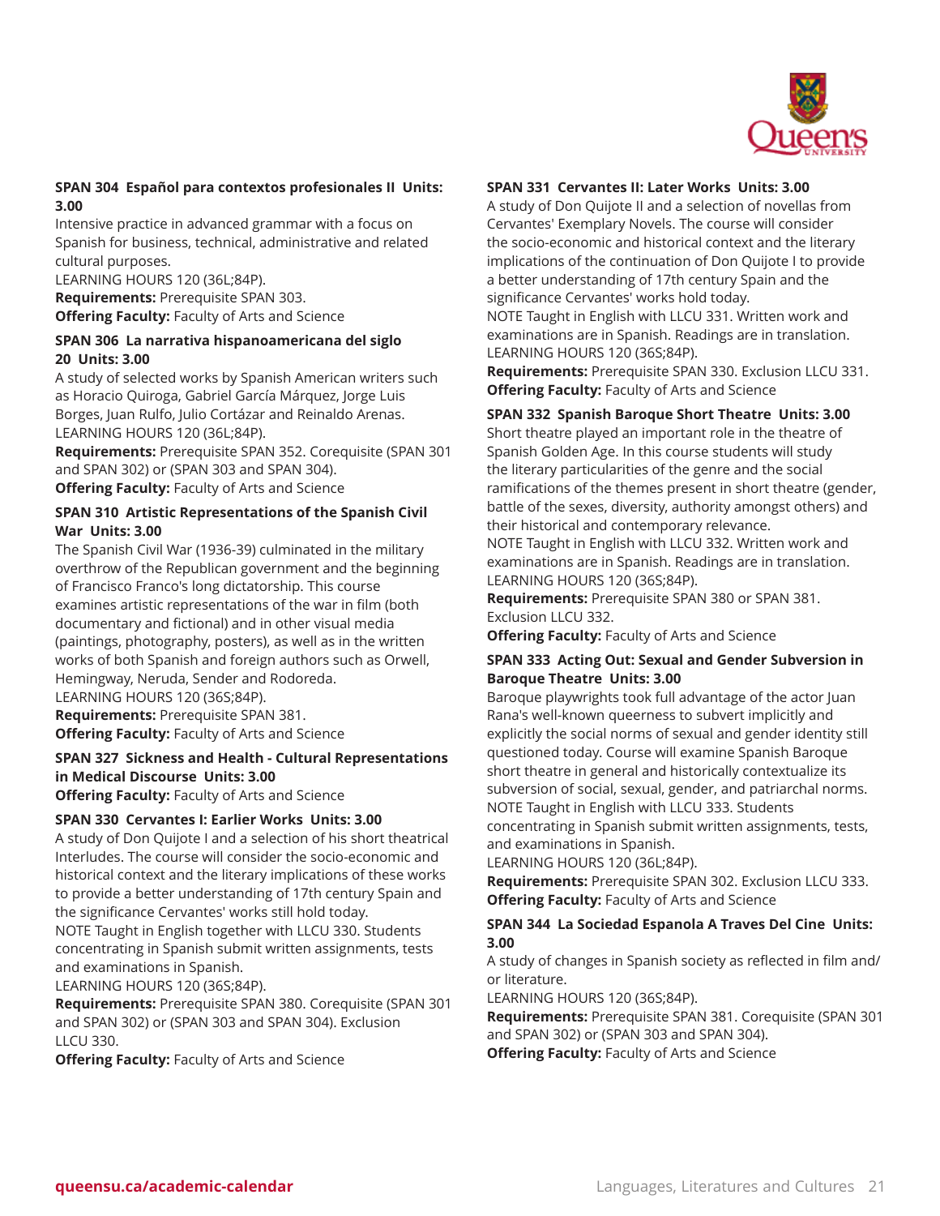### SPAN 304 Español para contextos profesionales II Units: 3.00

Intensive practice in advanced grammar with a focus on Spanish for business, technical, administrative and related cultural purposes.
LEARNING HOURS 120 (36L;84P).
**Requirements:** Prerequisite SPAN 303.
**Offering Faculty:** Faculty of Arts and Science

### SPAN 306 La narrativa hispanoamericana del siglo 20 Units: 3.00

A study of selected works by Spanish American writers such as Horacio Quiroga, Gabriel García Márquez, Jorge Luis Borges, Juan Rulfo, Julio Cortázar and Reinaldo Arenas.
LEARNING HOURS 120 (36L;84P).
**Requirements:** Prerequisite SPAN 352. Corequisite (SPAN 301 and SPAN 302) or (SPAN 303 and SPAN 304).
**Offering Faculty:** Faculty of Arts and Science

### SPAN 310 Artistic Representations of the Spanish Civil War Units: 3.00

The Spanish Civil War (1936-39) culminated in the military overthrow of the Republican government and the beginning of Francisco Franco's long dictatorship. This course examines artistic representations of the war in film (both documentary and fictional) and in other visual media (paintings, photography, posters), as well as in the written works of both Spanish and foreign authors such as Orwell, Hemingway, Neruda, Sender and Rodoreda.
LEARNING HOURS 120 (36S;84P).
**Requirements:** Prerequisite SPAN 381.
**Offering Faculty:** Faculty of Arts and Science

### SPAN 327 Sickness and Health - Cultural Representations in Medical Discourse Units: 3.00

**Offering Faculty:** Faculty of Arts and Science

### SPAN 330 Cervantes I: Earlier Works Units: 3.00

A study of Don Quijote I and a selection of his short theatrical Interludes. The course will consider the socio-economic and historical context and the literary implications of these works to provide a better understanding of 17th century Spain and the significance Cervantes' works still hold today.
NOTE Taught in English together with LLCU 330. Students concentrating in Spanish submit written assignments, tests and examinations in Spanish.
LEARNING HOURS 120 (36S;84P).
**Requirements:** Prerequisite SPAN 380. Corequisite (SPAN 301 and SPAN 302) or (SPAN 303 and SPAN 304). Exclusion LLCU 330.
**Offering Faculty:** Faculty of Arts and Science

### SPAN 331 Cervantes II: Later Works Units: 3.00

A study of Don Quijote II and a selection of novellas from Cervantes' Exemplary Novels. The course will consider the socio-economic and historical context and the literary implications of the continuation of Don Quijote I to provide a better understanding of 17th century Spain and the significance Cervantes' works hold today.
NOTE Taught in English with LLCU 331. Written work and examinations are in Spanish. Readings are in translation.
LEARNING HOURS 120 (36S;84P).
**Requirements:** Prerequisite SPAN 330. Exclusion LLCU 331.
**Offering Faculty:** Faculty of Arts and Science

### SPAN 332 Spanish Baroque Short Theatre Units: 3.00

Short theatre played an important role in the theatre of Spanish Golden Age. In this course students will study the literary particularities of the genre and the social ramifications of the themes present in short theatre (gender, battle of the sexes, diversity, authority amongst others) and their historical and contemporary relevance.
NOTE Taught in English with LLCU 332. Written work and examinations are in Spanish. Readings are in translation.
LEARNING HOURS 120 (36S;84P).
**Requirements:** Prerequisite SPAN 380 or SPAN 381. Exclusion LLCU 332.
**Offering Faculty:** Faculty of Arts and Science

### SPAN 333 Acting Out: Sexual and Gender Subversion in Baroque Theatre Units: 3.00

Baroque playwrights took full advantage of the actor Juan Rana's well-known queerness to subvert implicitly and explicitly the social norms of sexual and gender identity still questioned today. Course will examine Spanish Baroque short theatre in general and historically contextualize its subversion of social, sexual, gender, and patriarchal norms.
NOTE Taught in English with LLCU 333. Students concentrating in Spanish submit written assignments, tests, and examinations in Spanish.
LEARNING HOURS 120 (36L;84P).
**Requirements:** Prerequisite SPAN 302. Exclusion LLCU 333.
**Offering Faculty:** Faculty of Arts and Science

### SPAN 344 La Sociedad Espanola A Traves Del Cine Units: 3.00

A study of changes in Spanish society as reflected in film and/or literature.
LEARNING HOURS 120 (36S;84P).
**Requirements:** Prerequisite SPAN 381. Corequisite (SPAN 301 and SPAN 302) or (SPAN 303 and SPAN 304).
**Offering Faculty:** Faculty of Arts and Science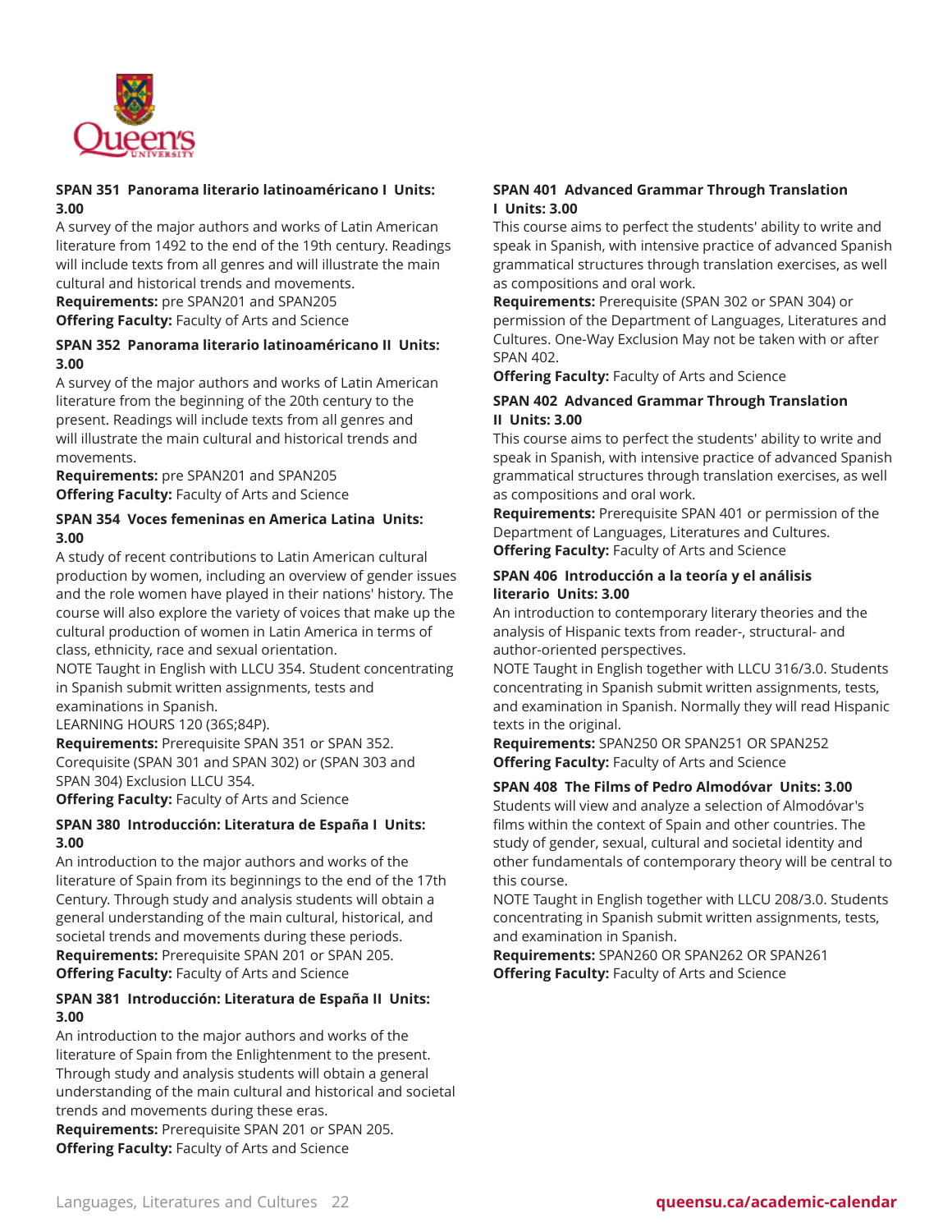### SPAN 351 Panorama literario latinoaméricano I Units: 3.00

A survey of the major authors and works of Latin American literature from 1492 to the end of the 19th century. Readings will include texts from all genres and will illustrate the main cultural and historical trends and movements.

**Requirements:** pre SPAN201 and SPAN205

**Offering Faculty:** Faculty of Arts and Science

### SPAN 352 Panorama literario latinoaméricano II Units: 3.00

A survey of the major authors and works of Latin American literature from the beginning of the 20th century to the present. Readings will include texts from all genres and will illustrate the main cultural and historical trends and movements.

**Requirements:** pre SPAN201 and SPAN205

**Offering Faculty:** Faculty of Arts and Science

### SPAN 354 Voces femeninas en America Latina Units: 3.00

A study of recent contributions to Latin American cultural production by women, including an overview of gender issues and the role women have played in their nations' history. The course will also explore the variety of voices that make up the cultural production of women in Latin America in terms of class, ethnicity, race and sexual orientation.

NOTE Taught in English with LLCU 354. Student concentrating in Spanish submit written assignments, tests and examinations in Spanish.

LEARNING HOURS 120 (36S;84P).

**Requirements:** Prerequisite SPAN 351 or SPAN 352. Corequisite (SPAN 301 and SPAN 302) or (SPAN 303 and SPAN 304) Exclusion LLCU 354.

**Offering Faculty:** Faculty of Arts and Science

### SPAN 380 Introducción: Literatura de España I Units: 3.00

An introduction to the major authors and works of the literature of Spain from its beginnings to the end of the 17th Century. Through study and analysis students will obtain a general understanding of the main cultural, historical, and societal trends and movements during these periods.

**Requirements:** Prerequisite SPAN 201 or SPAN 205.

**Offering Faculty:** Faculty of Arts and Science

### SPAN 381 Introducción: Literatura de España II Units: 3.00

An introduction to the major authors and works of the literature of Spain from the Enlightenment to the present. Through study and analysis students will obtain a general understanding of the main cultural and historical and societal trends and movements during these eras.

**Requirements:** Prerequisite SPAN 201 or SPAN 205.

**Offering Faculty:** Faculty of Arts and Science

### SPAN 401 Advanced Grammar Through Translation I Units: 3.00

This course aims to perfect the students' ability to write and speak in Spanish, with intensive practice of advanced Spanish grammatical structures through translation exercises, as well as compositions and oral work.

**Requirements:** Prerequisite (SPAN 302 or SPAN 304) or permission of the Department of Languages, Literatures and Cultures. One-Way Exclusion May not be taken with or after SPAN 402.

**Offering Faculty:** Faculty of Arts and Science

### SPAN 402 Advanced Grammar Through Translation II Units: 3.00

This course aims to perfect the students' ability to write and speak in Spanish, with intensive practice of advanced Spanish grammatical structures through translation exercises, as well as compositions and oral work.

**Requirements:** Prerequisite SPAN 401 or permission of the Department of Languages, Literatures and Cultures.

**Offering Faculty:** Faculty of Arts and Science

### SPAN 406 Introducción a la teoría y el análisis literario Units: 3.00

An introduction to contemporary literary theories and the analysis of Hispanic texts from reader-, structural- and author-oriented perspectives.

NOTE Taught in English together with LLCU 316/3.0. Students concentrating in Spanish submit written assignments, tests, and examination in Spanish. Normally they will read Hispanic texts in the original.

**Requirements:** SPAN250 OR SPAN251 OR SPAN252

**Offering Faculty:** Faculty of Arts and Science

### SPAN 408 The Films of Pedro Almodóvar Units: 3.00

Students will view and analyze a selection of Almodóvar's films within the context of Spain and other countries. The study of gender, sexual, cultural and societal identity and other fundamentals of contemporary theory will be central to this course.

NOTE Taught in English together with LLCU 208/3.0. Students concentrating in Spanish submit written assignments, tests, and examination in Spanish.

**Requirements:** SPAN260 OR SPAN262 OR SPAN261

**Offering Faculty:** Faculty of Arts and Science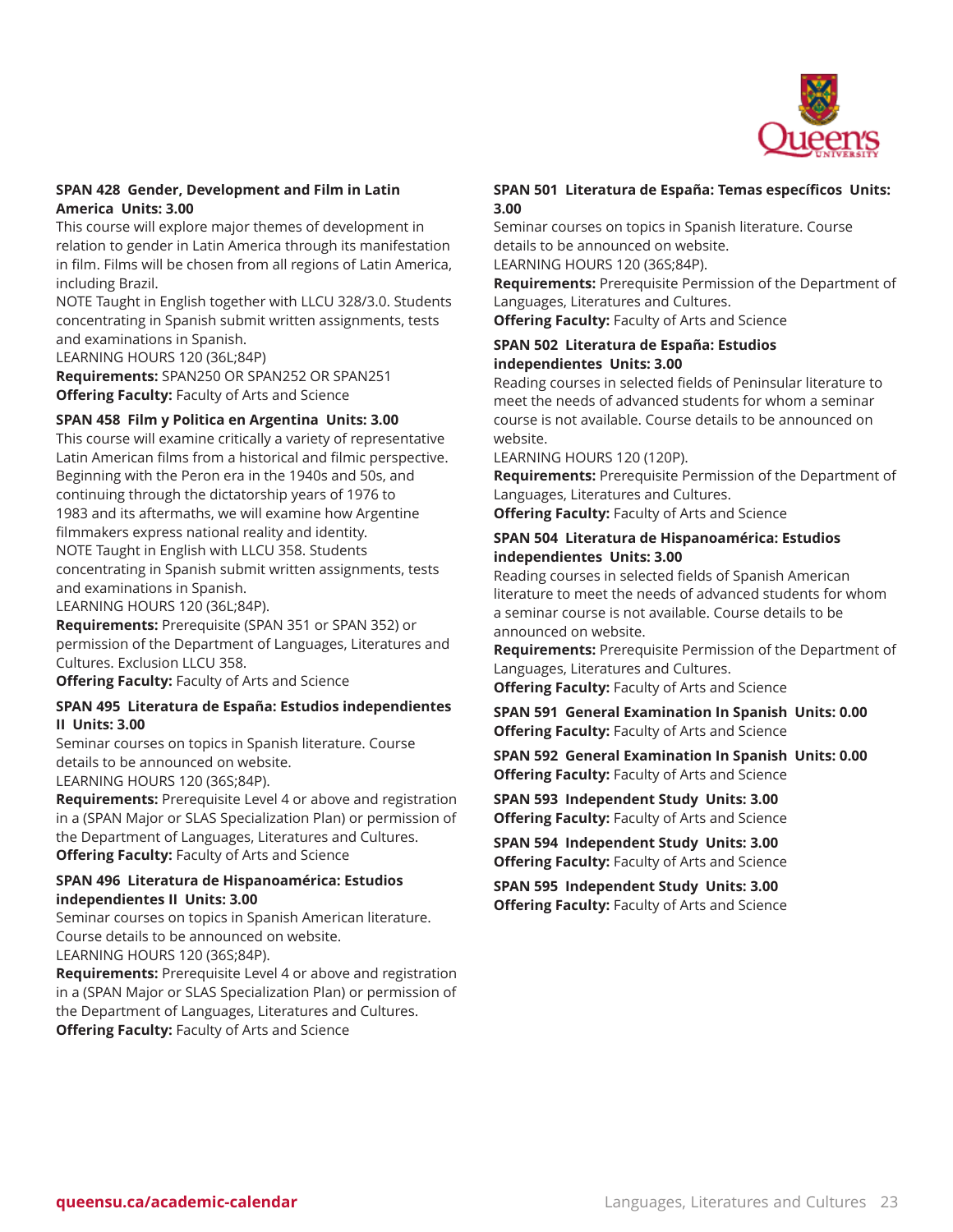#### SPAN 428 Gender, Development and Film in Latin America Units: 3.00

This course will explore major themes of development in relation to gender in Latin America through its manifestation in film. Films will be chosen from all regions of Latin America, including Brazil.
NOTE Taught in English together with LLCU 328/3.0. Students concentrating in Spanish submit written assignments, tests and examinations in Spanish.
LEARNING HOURS 120 (36L;84P)
**Requirements:** SPAN250 OR SPAN252 OR SPAN251
**Offering Faculty:** Faculty of Arts and Science

#### SPAN 458 Film y Politica en Argentina Units: 3.00

This course will examine critically a variety of representative Latin American films from a historical and filmic perspective. Beginning with the Peron era in the 1940s and 50s, and continuing through the dictatorship years of 1976 to 1983 and its aftermaths, we will examine how Argentine filmmakers express national reality and identity.
NOTE Taught in English with LLCU 358. Students concentrating in Spanish submit written assignments, tests and examinations in Spanish.
LEARNING HOURS 120 (36L;84P).
**Requirements:** Prerequisite (SPAN 351 or SPAN 352) or permission of the Department of Languages, Literatures and Cultures. Exclusion LLCU 358.
**Offering Faculty:** Faculty of Arts and Science

#### SPAN 495 Literatura de España: Estudios independientes II Units: 3.00

Seminar courses on topics in Spanish literature. Course details to be announced on website.
LEARNING HOURS 120 (36S;84P).
**Requirements:** Prerequisite Level 4 or above and registration in a (SPAN Major or SLAS Specialization Plan) or permission of the Department of Languages, Literatures and Cultures.
**Offering Faculty:** Faculty of Arts and Science

#### SPAN 496 Literatura de Hispanoamérica: Estudios independientes II Units: 3.00

Seminar courses on topics in Spanish American literature. Course details to be announced on website.
LEARNING HOURS 120 (36S;84P).
**Requirements:** Prerequisite Level 4 or above and registration in a (SPAN Major or SLAS Specialization Plan) or permission of the Department of Languages, Literatures and Cultures.
**Offering Faculty:** Faculty of Arts and Science

#### SPAN 501 Literatura de España: Temas específicos Units: 3.00

Seminar courses on topics in Spanish literature. Course details to be announced on website.
LEARNING HOURS 120 (36S;84P).
**Requirements:** Prerequisite Permission of the Department of Languages, Literatures and Cultures.
**Offering Faculty:** Faculty of Arts and Science

#### SPAN 502 Literatura de España: Estudios independientes Units: 3.00

Reading courses in selected fields of Peninsular literature to meet the needs of advanced students for whom a seminar course is not available. Course details to be announced on website.
LEARNING HOURS 120 (120P).
**Requirements:** Prerequisite Permission of the Department of Languages, Literatures and Cultures.
**Offering Faculty:** Faculty of Arts and Science

#### SPAN 504 Literatura de Hispanoamérica: Estudios independientes Units: 3.00

Reading courses in selected fields of Spanish American literature to meet the needs of advanced students for whom a seminar course is not available. Course details to be announced on website.
**Requirements:** Prerequisite Permission of the Department of Languages, Literatures and Cultures.
**Offering Faculty:** Faculty of Arts and Science

#### SPAN 591 General Examination In Spanish Units: 0.00

**Offering Faculty:** Faculty of Arts and Science

#### SPAN 592 General Examination In Spanish Units: 0.00

**Offering Faculty:** Faculty of Arts and Science

#### SPAN 593 Independent Study Units: 3.00

**Offering Faculty:** Faculty of Arts and Science

#### SPAN 594 Independent Study Units: 3.00

**Offering Faculty:** Faculty of Arts and Science

#### SPAN 595 Independent Study Units: 3.00

**Offering Faculty:** Faculty of Arts and Science